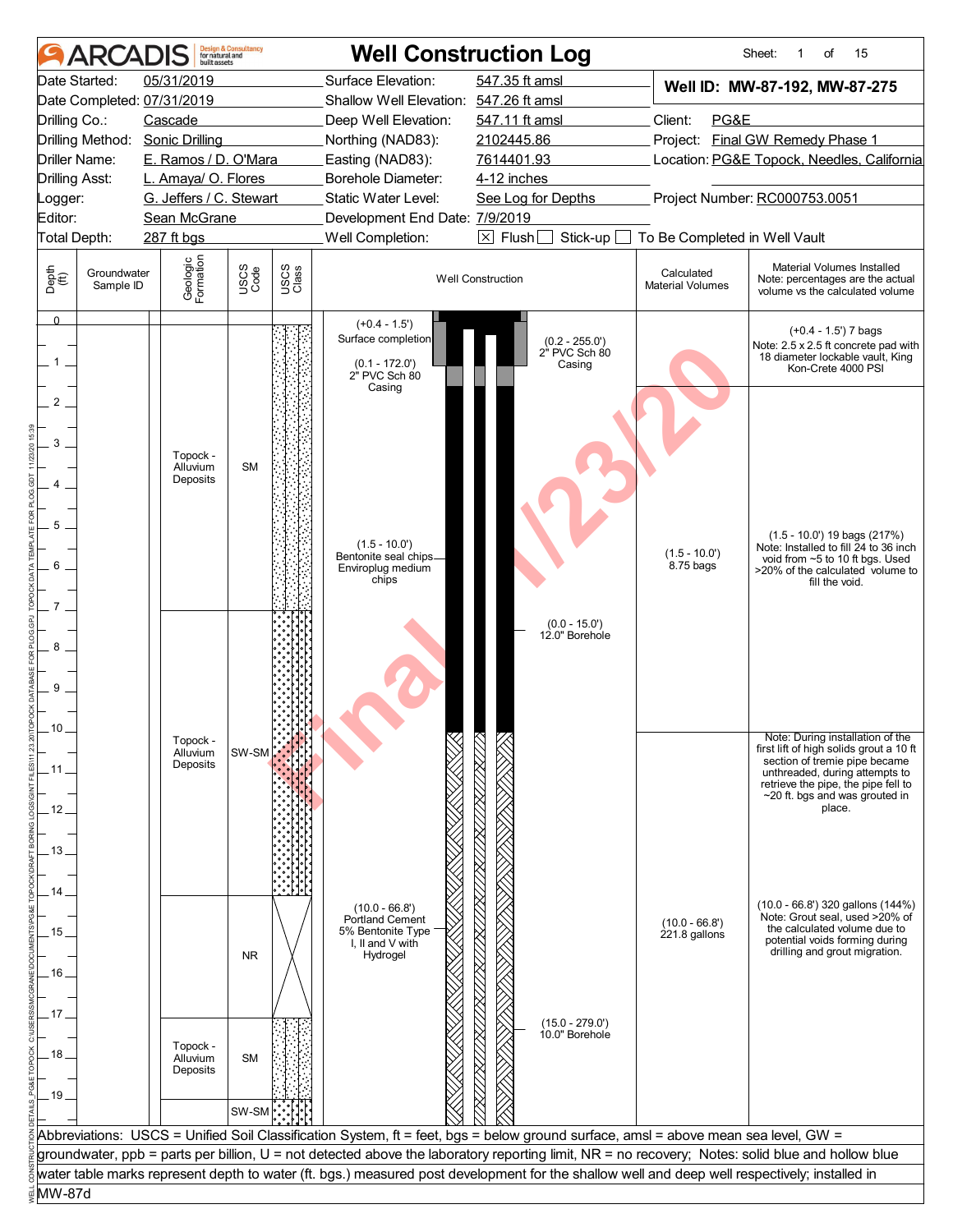# ARCADIS — Well Construction Log

| | | | |
|---|---|---|---|
| Date Started: 05/31/2019 | Surface Elevation: 547.35 ft amsl | **Well ID: MW-87-192, MW-87-275** | |
| Date Completed: 07/31/2019 | Shallow Well Elevation: 547.26 ft amsl | | |
| Drilling Co.: Cascade | Deep Well Elevation: 547.11 ft amsl | Client: PG&E | |
| Drilling Method: Sonic Drilling | Northing (NAD83): 2102445.86 | Project: Final GW Remedy Phase 1 | |
| Driller Name: E. Ramos / D. O'Mara | Easting (NAD83): 7614401.93 | Location: PG&E Topock, Needles, California | |
| Drilling Asst: L. Amaya/ O. Flores | Borehole Diameter: 4-12 inches | | |
| Logger: G. Jeffers / C. Stewart | Static Water Level: See Log for Depths | Project Number: RC000753.0051 | |
| Editor: Sean McGrane | Development End Date: 7/9/2019 | | |
| Total Depth: 287 ft bgs | Well Completion: [X] Flush [ ] Stick-up [ ] To Be Completed in Well Vault | | |

| Depth (ft) | Groundwater Sample ID | Geologic Formation | USCS Code | Well Construction | Calculated Material Volumes | Material Volumes Installed (Note: percentages are the actual volume vs the calculated volume) |
|---|---|---|---|---|---|---|
| 0 – 1.5 | | Topock - Alluvium Deposits | SM | (+0.4 - 1.5') Surface completion; (0.1 - 172.0') 2" PVC Sch 80 Casing; (0.2 - 255.0') 2" PVC Sch 80 Casing | | (+0.4 - 1.5') 7 bags. Note: 2.5 x 2.5 ft concrete pad with 18 diameter lockable vault, King Kon-Crete 4000 PSI |
| 1.5 – 7 | | Topock - Alluvium Deposits | SM | (1.5 - 10.0') Bentonite seal chips Enviroplug medium chips | (1.5 - 10.0') 8.75 bags | (1.5 - 10.0') 19 bags (217%). Note: Installed to fill 24 to 36 inch void from ~5 to 10 ft bgs. Used >20% of the calculated volume to fill the void. |
| 7 – 14 | | Topock - Alluvium Deposits | SW-SM | (0.0 - 15.0') 12.0" Borehole | | Note: During installation of the first lift of high solids grout a 10 ft section of tremie pipe became unthreaded, during attempts to retrieve the pipe, the pipe fell to ~20 ft. bgs and was grouted in place. |
| 14 – 17 | | | NR | (10.0 - 66.8') Portland Cement 5% Bentonite Type I, II and V with Hydrogel | (10.0 - 66.8') 221.8 gallons | (10.0 - 66.8') 320 gallons (144%). Note: Grout seal, used >20% of the calculated volume due to the potential voids forming during drilling and grout migration. |
| 17 – 19 | | Topock - Alluvium Deposits | SM | (15.0 - 279.0') 10.0" Borehole | | |
| 19+ | | | SW-SM | | | |

Abbreviations: USCS = Unified Soil Classification System, ft = feet, bgs = below ground surface, amsl = above mean sea level, GW = groundwater, ppb = parts per billion, U = not detected above the laboratory reporting limit, NR = no recovery; Notes: solid blue and hollow blue water table marks represent depth to water (ft. bgs.) measured post development for the shallow well and deep well respectively; installed in MW-87d

Final 11/23/20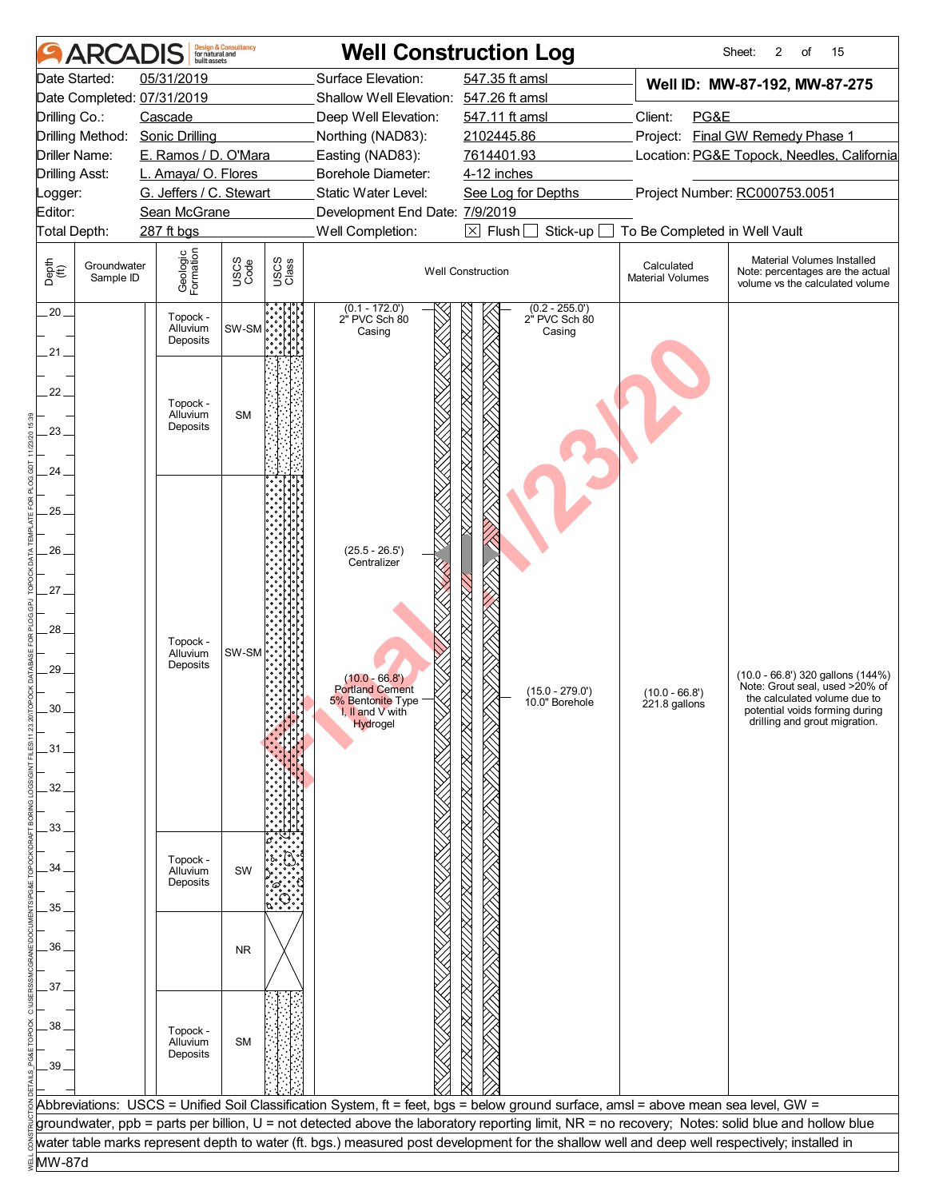# ARCADIS — Well Construction Log

Sheet: 2 of 15

| | | | |
|---|---|---|---|
| Date Started: | 05/31/2019 | Surface Elevation: | 547.35 ft amsl |
| Date Completed: | 07/31/2019 | Shallow Well Elevation: | 547.26 ft amsl |
| Drilling Co.: | Cascade | Deep Well Elevation: | 547.11 ft amsl |
| Drilling Method: | Sonic Drilling | Northing (NAD83): | 2102445.86 |
| Driller Name: | E. Ramos / D. O'Mara | Easting (NAD83): | 7614401.93 |
| Drilling Asst: | L. Amaya/ O. Flores | Borehole Diameter: | 4-12 inches |
| Logger: | G. Jeffers / C. Stewart | Static Water Level: | See Log for Depths |
| Editor: | Sean McGrane | Development End Date: | 7/9/2019 |
| Total Depth: | 287 ft bgs | Well Completion: | ☒ Flush ☐ Stick-up ☐ To Be Completed in Well Vault |

**Well ID: MW-87-192, MW-87-275**

Client: PG&E
Project: Final GW Remedy Phase 1
Location: PG&E Topock, Needles, California
Project Number: RC000753.0051

| Depth (ft) | Groundwater Sample ID | Geologic Formation | USCS Code | Well Construction | Calculated Material Volumes | Material Volumes Installed (Note: percentages are the actual volume vs the calculated volume) |
|---|---|---|---|---|---|---|
| 20 – 21.1 | | Topock - Alluvium Deposits | SW-SM | (0.1 - 172.0') 2" PVC Sch 80 Casing; (0.2 - 255.0') 2" PVC Sch 80 Casing | | |
| 21.1 – 24.1 | | Topock - Alluvium Deposits | SM | | | |
| 24.1 – 33.1 | | Topock - Alluvium Deposits | SW-SM | (25.5 - 26.5') Centralizer; (10.0 - 66.8') Portland Cement 5% Bentonite Type I, II and V with Hydrogel; (15.0 - 279.0') 10.0" Borehole | (10.0 - 66.8') 221.8 gallons | (10.0 - 66.8') 320 gallons (144%) Note: Grout seal, used >20% of the calculated volume due to potential voids forming during drilling and grout migration. |
| 33.1 – 35.1 | | Topock - Alluvium Deposits | SW | | | |
| 35.1 – 37.1 | | | NR | | | |
| 37.1 – 39.7 | | Topock - Alluvium Deposits | SM | | | |

Abbreviations: USCS = Unified Soil Classification System, ft = feet, bgs = below ground surface, amsl = above mean sea level, GW = groundwater, ppb = parts per billion, U = not detected above the laboratory reporting limit, NR = no recovery; Notes: solid blue and hollow blue water table marks represent depth to water (ft. bgs.) measured post development for the shallow well and deep well respectively; installed in MW-87d

Final 11/23/20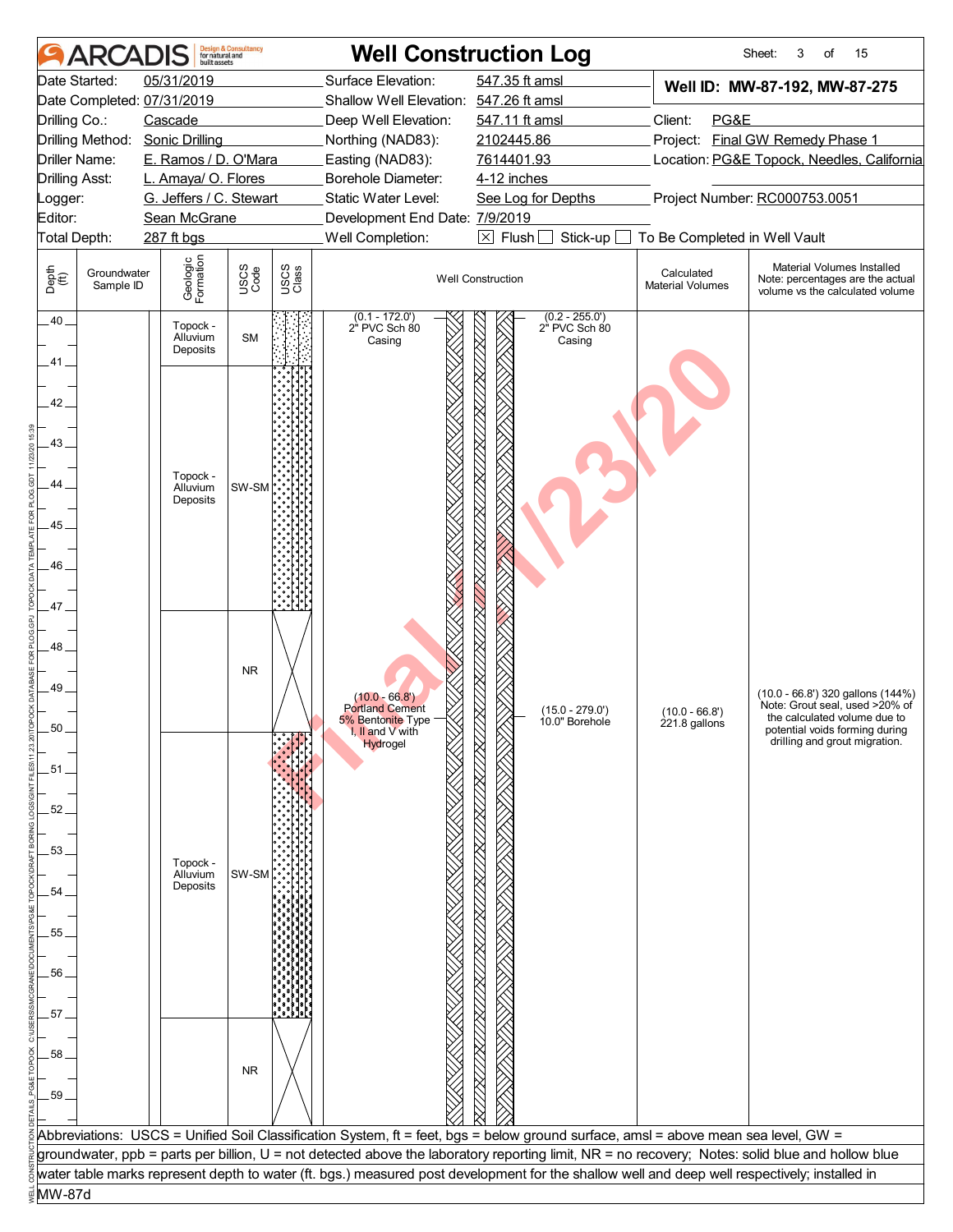# ARCADIS Well Construction Log

| | | | | | |
|---|---|---|---|---|---|
| Date Started: | 05/31/2019 | Surface Elevation: | 547.35 ft amsl | **Well ID: MW-87-192, MW-87-275** | |
| Date Completed: | 07/31/2019 | Shallow Well Elevation: | 547.26 ft amsl | | |
| Drilling Co.: | Cascade | Deep Well Elevation: | 547.11 ft amsl | Client: | PG&E |
| Drilling Method: | Sonic Drilling | Northing (NAD83): | 2102445.86 | Project: | Final GW Remedy Phase 1 |
| Driller Name: | E. Ramos / D. O'Mara | Easting (NAD83): | 7614401.93 | Location: | PG&E Topock, Needles, California |
| Drilling Asst: | L. Amaya/ O. Flores | Borehole Diameter: | 4-12 inches | | |
| Logger: | G. Jeffers / C. Stewart | Static Water Level: | See Log for Depths | Project Number: | RC000753.0051 |
| Editor: | Sean McGrane | Development End Date: | 7/9/2019 | | |
| Total Depth: | 287 ft bgs | Well Completion: | ☒ Flush ☐ Stick-up ☐ To Be Completed in Well Vault | | |

| Depth (ft) | Groundwater Sample ID | Geologic Formation | USCS Code | Well Construction | Calculated Material Volumes | Material Volumes Installed (Note: percentages are the actual volume vs the calculated volume) |
|---|---|---|---|---|---|---|
| 40 – 41 | | Topock - Alluvium Deposits | SM | (0.1 - 172.0') 2" PVC Sch 80 Casing; (0.2 - 255.0') 2" PVC Sch 80 Casing | | |
| 41 – 47 | | Topock - Alluvium Deposits | SW-SM | | | |
| 47 – 50 | | | NR | (10.0 - 66.8') Portland Cement 5% Bentonite Type I, II and V with Hydrogel; (15.0 - 279.0') 10.0" Borehole | (10.0 - 66.8') 221.8 gallons | (10.0 - 66.8') 320 gallons (144%) Note: Grout seal, used >20% of the calculated volume due to potential voids forming during drilling and grout migration. |
| 50 – 57 | | Topock - Alluvium Deposits | SW-SM | | | |
| 57 – 60 | | | NR | | | |

Abbreviations: USCS = Unified Soil Classification System, ft = feet, bgs = below ground surface, amsl = above mean sea level, GW = groundwater, ppb = parts per billion, U = not detected above the laboratory reporting limit, NR = no recovery; Notes: solid blue and hollow blue water table marks represent depth to water (ft. bgs.) measured post development for the shallow well and deep well respectively; installed in MW-87d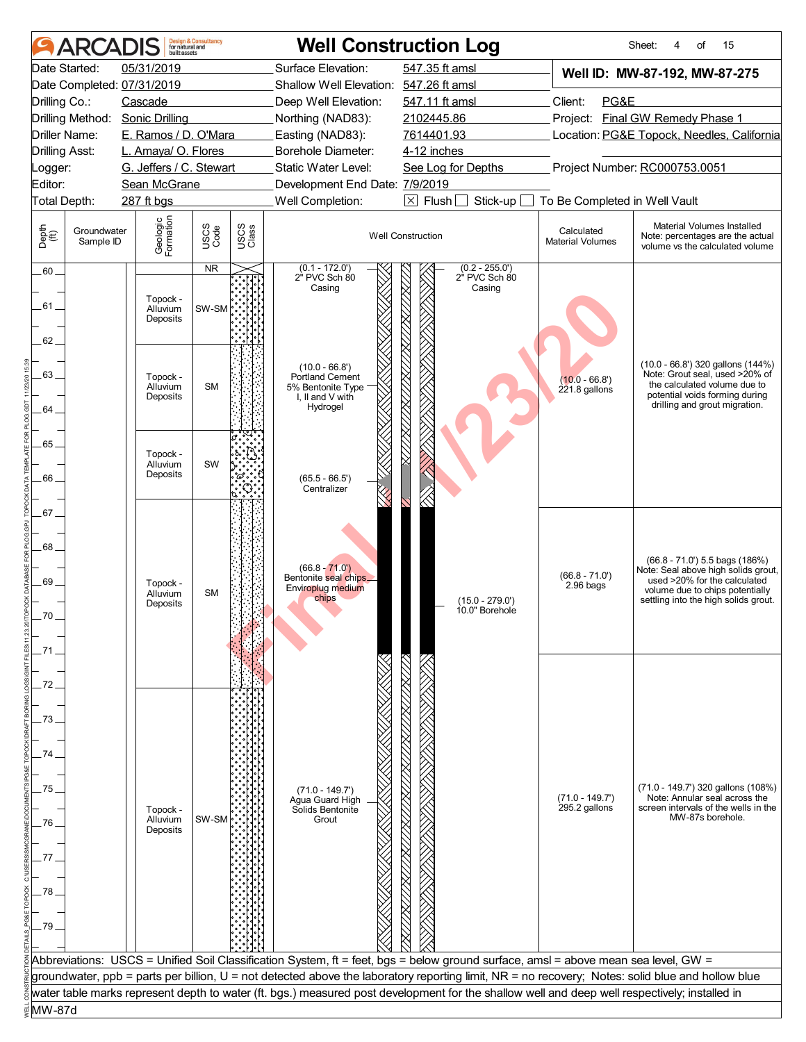# ARCADIS — Well Construction Log

Sheet: 4 of 15

| | | | |
|---|---|---|---|
| Date Started: | 05/31/2019 | Surface Elevation: | 547.35 ft amsl |
| Date Completed: | 07/31/2019 | Shallow Well Elevation: | 547.26 ft amsl |
| Drilling Co.: | Cascade | Deep Well Elevation: | 547.11 ft amsl |
| Drilling Method: | Sonic Drilling | Northing (NAD83): | 2102445.86 |
| Driller Name: | E. Ramos / D. O'Mara | Easting (NAD83): | 7614401.93 |
| Drilling Asst: | L. Amaya/ O. Flores | Borehole Diameter: | 4-12 inches |
| Logger: | G. Jeffers / C. Stewart | Static Water Level: | See Log for Depths |
| Editor: | Sean McGrane | Development End Date: | 7/9/2019 |
| Total Depth: | 287 ft bgs | Well Completion: | ☒ Flush ☐ Stick-up ☐ To Be Completed in Well Vault |

**Well ID: MW-87-192, MW-87-275**

Client: PG&E
Project: Final GW Remedy Phase 1
Location: PG&E Topock, Needles, California
Project Number: RC000753.0051

| Depth (ft) | Groundwater Sample ID | Geologic Formation | USCS Code |
|---|---|---|---|
| 60 | | | NR |
| 60–62 | | Topock - Alluvium Deposits | SW-SM |
| 62–64.6 | | Topock - Alluvium Deposits | SM |
| 64.6–66.6 | | Topock - Alluvium Deposits | SW |
| 66.6–72.1 | | Topock - Alluvium Deposits | SM |
| 72.1–79+ | | Topock - Alluvium Deposits | SW-SM |

**Well Construction:**

- (0.1 - 172.0') 2" PVC Sch 80 Casing
- (0.2 - 255.0') 2" PVC Sch 80 Casing
- (10.0 - 66.8') Portland Cement 5% Bentonite Type I, II and V with Hydrogel
- (65.5 - 66.5') Centralizer
- (66.8 - 71.0') Bentonite seal chips Enviroplug medium chips
- (15.0 - 279.0') 10.0" Borehole
- (71.0 - 149.7') Agua Guard High Solids Bentonite Grout

| Calculated Material Volumes | Material Volumes Installed (Note: percentages are the actual volume vs the calculated volume) |
|---|---|
| (10.0 - 66.8') 221.8 gallons | (10.0 - 66.8') 320 gallons (144%) Note: Grout seal, used >20% of the calculated volume due to potential voids forming during drilling and grout migration. |
| (66.8 - 71.0') 2.96 bags | (66.8 - 71.0') 5.5 bags (186%) Note: Seal above high solids grout, used >20% for the calculated volume due to chips potentially settling into the high solids grout. |
| (71.0 - 149.7') 295.2 gallons | (71.0 - 149.7') 320 gallons (108%) Note: Annular seal across the screen intervals of the wells in the MW-87s borehole. |

Abbreviations: USCS = Unified Soil Classification System, ft = feet, bgs = below ground surface, amsl = above mean sea level, GW = groundwater, ppb = parts per billion, U = not detected above the laboratory reporting limit, NR = no recovery; Notes: solid blue and hollow blue water table marks represent depth to water (ft. bgs.) measured post development for the shallow well and deep well respectively; installed in MW-87d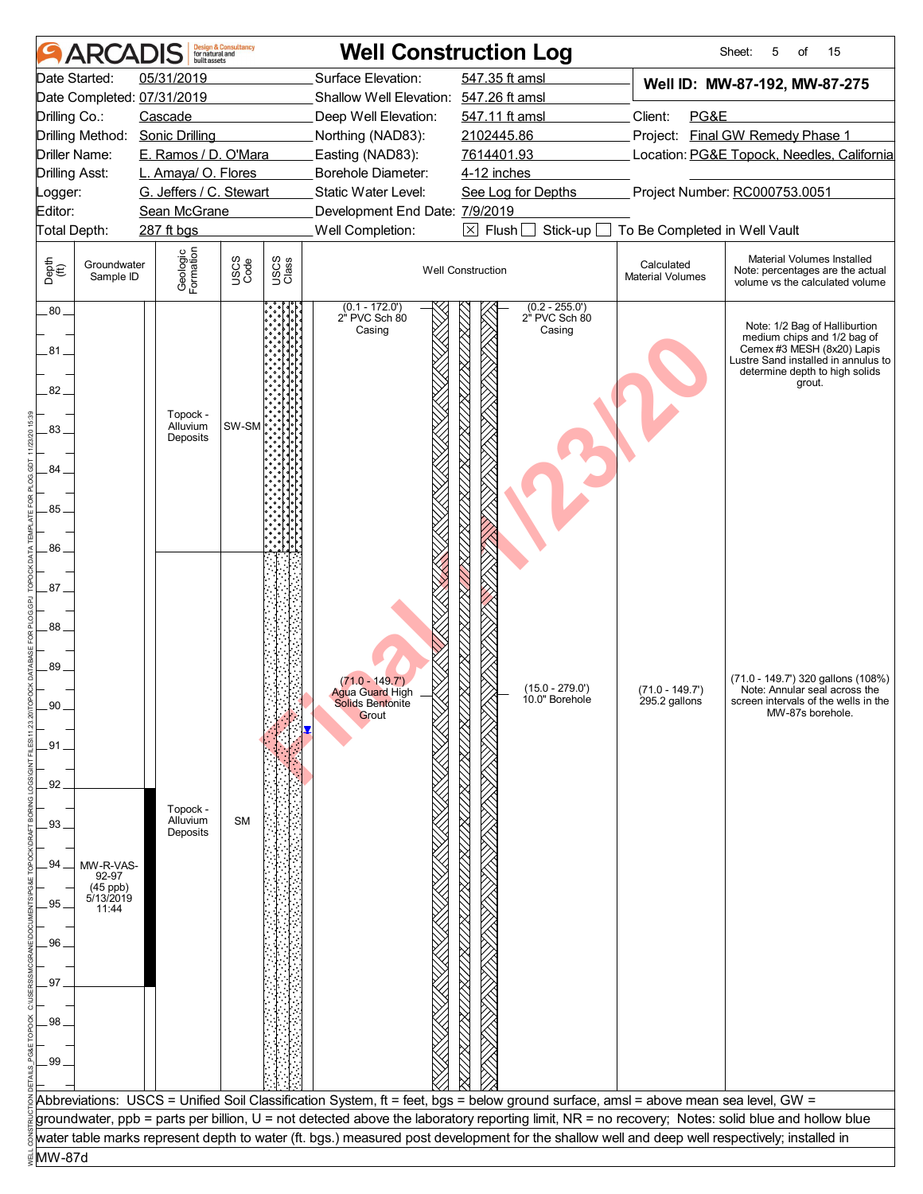# ARCADIS Well Construction Log

Sheet: 5 of 15

| | | | |
|---|---|---|---|
| Date Started: | 05/31/2019 | Surface Elevation: | 547.35 ft amsl |
| Date Completed: | 07/31/2019 | Shallow Well Elevation: | 547.26 ft amsl |
| Drilling Co.: | Cascade | Deep Well Elevation: | 547.11 ft amsl |
| Drilling Method: | Sonic Drilling | Northing (NAD83): | 2102445.86 |
| Driller Name: | E. Ramos / D. O'Mara | Easting (NAD83): | 7614401.93 |
| Drilling Asst: | L. Amaya/ O. Flores | Borehole Diameter: | 4-12 inches |
| Logger: | G. Jeffers / C. Stewart | Static Water Level: | See Log for Depths |
| Editor: | Sean McGrane | Development End Date: | 7/9/2019 |
| Total Depth: | 287 ft bgs | Well Completion: | ☒ Flush ☐ Stick-up ☐ To Be Completed in Well Vault |

**Well ID: MW-87-192, MW-87-275**

Client: PG&E
Project: Final GW Remedy Phase 1
Location: PG&E Topock, Needles, California
Project Number: RC000753.0051

| Depth (ft) | Groundwater Sample ID | Geologic Formation | USCS Code | Well Construction | Calculated Material Volumes | Material Volumes Installed (Note: percentages are the actual volume vs the calculated volume) |
|---|---|---|---|---|---|---|
| 80–86 | | Topock - Alluvium Deposits | SW-SM | (0.1 - 172.0') 2" PVC Sch 80 Casing; (0.2 - 255.0') 2" PVC Sch 80 Casing | | Note: 1/2 Bag of Halliburton medium chips and 1/2 bag of Cemex #3 MESH (8x20) Lapis Lustre Sand installed in annulus to determine depth to high solids grout. |
| 86–100 | MW-R-VAS-92-97 (45 ppb) 5/13/2019 11:44 | Topock - Alluvium Deposits | SM | (71.0 - 149.7') Agua Guard High Solids Bentonite Grout; (15.0 - 279.0') 10.0" Borehole | (71.0 - 149.7') 295.2 gallons | (71.0 - 149.7') 320 gallons (108%) Note: Annular seal across the screen intervals of the wells in the MW-87s borehole. |

Abbreviations: USCS = Unified Soil Classification System, ft = feet, bgs = below ground surface, amsl = above mean sea level, GW = groundwater, ppb = parts per billion, U = not detected above the laboratory reporting limit, NR = no recovery; Notes: solid blue and hollow blue water table marks represent depth to water (ft. bgs.) measured post development for the shallow well and deep well respectively; installed in MW-87d

Final 11/23/20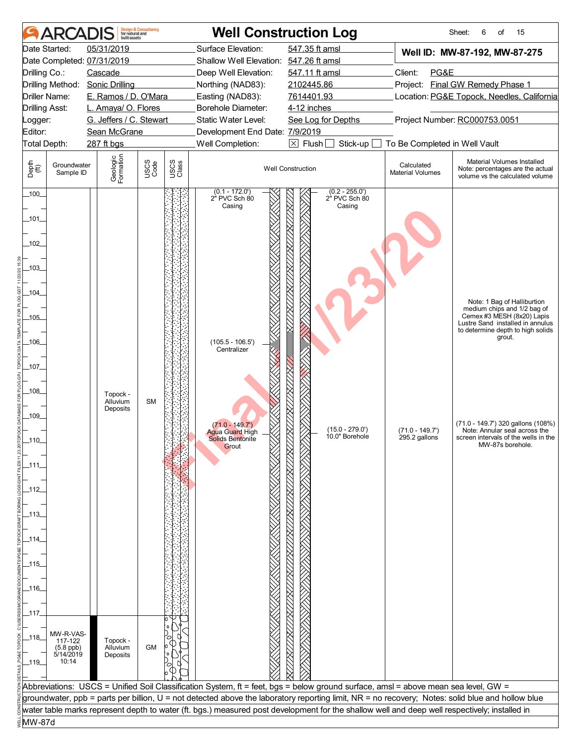# ARCADIS — Well Construction Log

Sheet: 6 of 15

| | | | |
|---|---|---|---|
| Date Started: | 05/31/2019 | Surface Elevation: | 547.35 ft amsl |
| Date Completed: | 07/31/2019 | Shallow Well Elevation: | 547.26 ft amsl |
| Drilling Co.: | Cascade | Deep Well Elevation: | 547.11 ft amsl |
| Drilling Method: | Sonic Drilling | Northing (NAD83): | 2102445.86 |
| Driller Name: | E. Ramos / D. O'Mara | Easting (NAD83): | 7614401.93 |
| Drilling Asst: | L. Amaya/ O. Flores | Borehole Diameter: | 4-12 inches |
| Logger: | G. Jeffers / C. Stewart | Static Water Level: | See Log for Depths |
| Editor: | Sean McGrane | Development End Date: | 7/9/2019 |
| Total Depth: | 287 ft bgs | Well Completion: | ☒ Flush ☐ Stick-up ☐ To Be Completed in Well Vault |

**Well ID: MW-87-192, MW-87-275**

Client: PG&E
Project: Final GW Remedy Phase 1
Location: PG&E Topock, Needles, California
Project Number: RC000753.0051

| Depth (ft) | Groundwater Sample ID | Geologic Formation | USCS Code | Well Construction | Calculated Material Volumes | Material Volumes Installed (Note: percentages are the actual volume vs the calculated volume) |
|---|---|---|---|---|---|---|
| 100–117 | | Topock - Alluvium Deposits | SM | (0.1 - 172.0') 2" PVC Sch 80 Casing; (0.2 - 255.0') 2" PVC Sch 80 Casing; (105.5 - 106.5') Centralizer; (71.0 - 149.7') Agua Guard High Solids Bentonite Grout; (15.0 - 279.0') 10.0" Borehole | (71.0 - 149.7') 295.2 gallons | Note: 1 Bag of Halliburtion medium chips and 1/2 bag of Cemex #3 MESH (8x20) Lapis Lustre Sand installed in annulus to determine depth to high solids grout. (71.0 - 149.7') 320 gallons (108%) Note: Annular seal across the screen intervals of the wells in the MW-87s borehole. |
| 117–119 | MW-R-VAS-117-122 (5.8 ppb) 5/14/2019 10:14 | Topock - Alluvium Deposits | GM | | | |

Abbreviations: USCS = Unified Soil Classification System, ft = feet, bgs = below ground surface, amsl = above mean sea level, GW = groundwater, ppb = parts per billion, U = not detected above the laboratory reporting limit, NR = no recovery; Notes: solid blue and hollow blue water table marks represent depth to water (ft. bgs.) measured post development for the shallow well and deep well respectively; installed in MW-87d

Final 1/23/20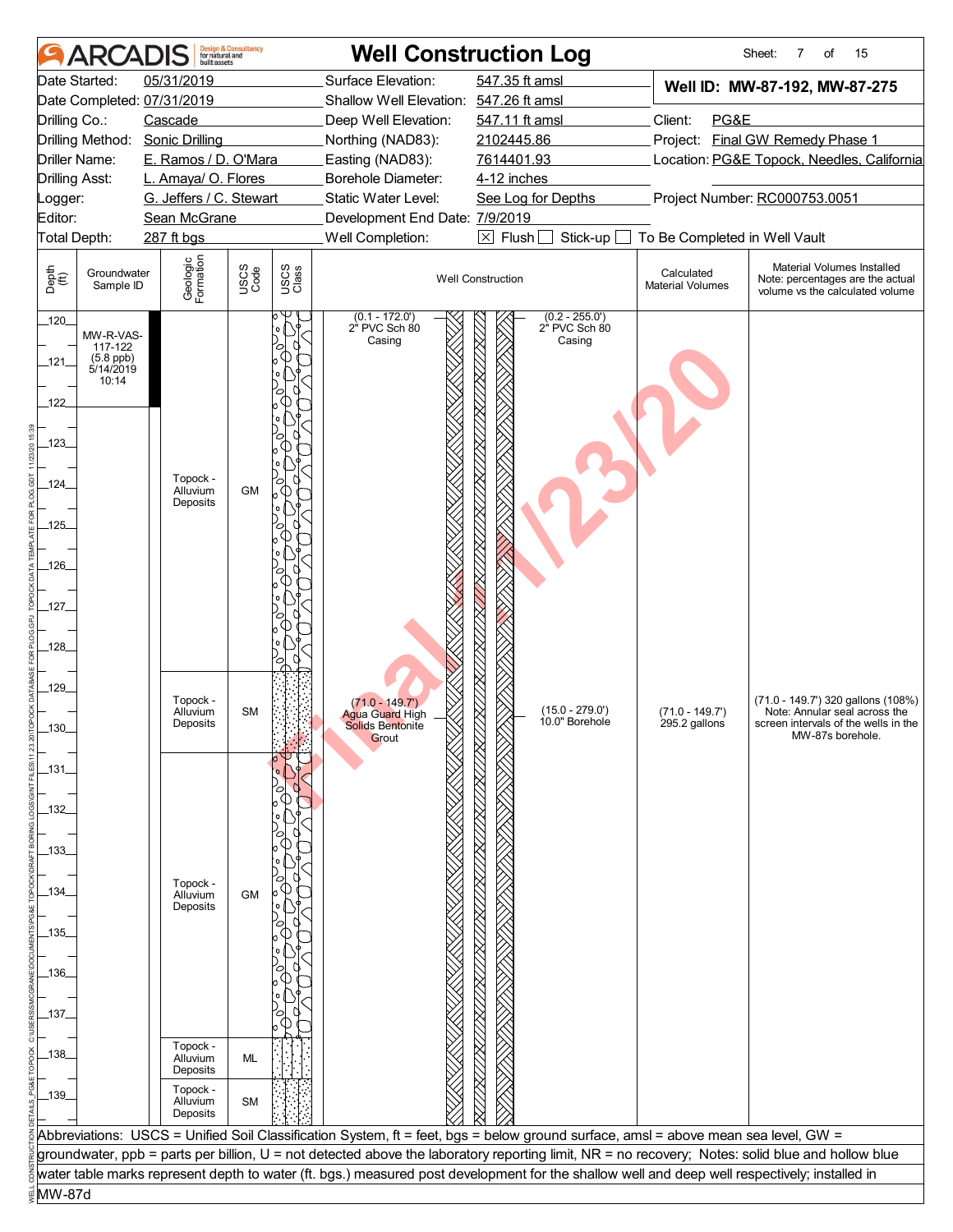# ARCADIS — Well Construction Log

Sheet: 7 of 15

| | | | |
|---|---|---|---|
| Date Started: | 05/31/2019 | Surface Elevation: | 547.35 ft amsl |
| Date Completed: | 07/31/2019 | Shallow Well Elevation: | 547.26 ft amsl |
| Drilling Co.: | Cascade | Deep Well Elevation: | 547.11 ft amsl |
| Drilling Method: | Sonic Drilling | Northing (NAD83): | 2102445.86 |
| Driller Name: | E. Ramos / D. O'Mara | Easting (NAD83): | 7614401.93 |
| Drilling Asst: | L. Amaya/ O. Flores | Borehole Diameter: | 4-12 inches |
| Logger: | G. Jeffers / C. Stewart | Static Water Level: | See Log for Depths |
| Editor: | Sean McGrane | Development End Date: | 7/9/2019 |
| Total Depth: | 287 ft bgs | Well Completion: | ☒ Flush ☐ Stick-up ☐ To Be Completed in Well Vault |

**Well ID: MW-87-192, MW-87-275**

Client: PG&E
Project: Final GW Remedy Phase 1
Location: PG&E Topock, Needles, California
Project Number: RC000753.0051

| Depth (ft) | Groundwater Sample ID | Geologic Formation | USCS Code | Well Construction | Calculated Material Volumes | Material Volumes Installed (Note: percentages are the actual volume vs the calculated volume) |
|---|---|---|---|---|---|---|
| 120–122 | MW-R-VAS-117-122 (5.8 ppb) 5/14/2019 10:14 | | | (0.1 - 172.0') 2" PVC Sch 80 Casing; (0.2 - 255.0') 2" PVC Sch 80 Casing | | |
| 122–128.6 | | Topock - Alluvium Deposits | GM | | | |
| 128.6–130.6 | | Topock - Alluvium Deposits | SM | (71.0 - 149.7') Agua Guard High Solids Bentonite Grout; (15.0 - 279.0') 10.0" Borehole | (71.0 - 149.7') 295.2 gallons | (71.0 - 149.7') 320 gallons (108%) Note: Annular seal across the screen intervals of the wells in the MW-87s borehole. |
| 130.6–137.6 | | Topock - Alluvium Deposits | GM | | | |
| 137.6–138.6 | | Topock - Alluvium Deposits | ML | | | |
| 138.6–140 | | Topock - Alluvium Deposits | SM | | | |

Abbreviations: USCS = Unified Soil Classification System, ft = feet, bgs = below ground surface, amsl = above mean sea level, GW = groundwater, ppb = parts per billion, U = not detected above the laboratory reporting limit, NR = no recovery; Notes: solid blue and hollow blue water table marks represent depth to water (ft. bgs.) measured post development for the shallow well and deep well respectively; installed in MW-87d

Final 11/23/20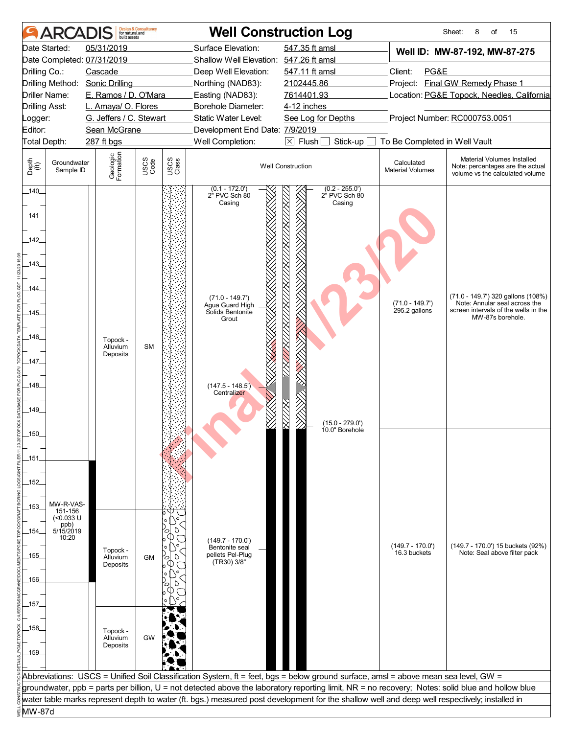# Well Construction Log

ARCADIS Design & Consultancy for natural and built assets

| | | | | | |
|---|---|---|---|---|---|
| Date Started: | 05/31/2019 | Surface Elevation: | 547.35 ft amsl | **Well ID: MW-87-192, MW-87-275** | |
| Date Completed: | 07/31/2019 | Shallow Well Elevation: | 547.26 ft amsl | | |
| Drilling Co.: | Cascade | Deep Well Elevation: | 547.11 ft amsl | Client: | PG&E |
| Drilling Method: | Sonic Drilling | Northing (NAD83): | 2102445.86 | Project: | Final GW Remedy Phase 1 |
| Driller Name: | E. Ramos / D. O'Mara | Easting (NAD83): | 7614401.93 | Location: | PG&E Topock, Needles, California |
| Drilling Asst: | L. Amaya/ O. Flores | Borehole Diameter: | 4-12 inches | | |
| Logger: | G. Jeffers / C. Stewart | Static Water Level: | See Log for Depths | Project Number: | RC000753.0051 |
| Editor: | Sean McGrane | Development End Date: | 7/9/2019 | | |
| Total Depth: | 287 ft bgs | Well Completion: | ☒ Flush ☐ Stick-up ☐ To Be Completed in Well Vault | | |

| Depth (ft) | Groundwater Sample ID | Geologic Formation | USCS Code | Well Construction | Calculated Material Volumes | Material Volumes Installed (Note: percentages are the actual volume vs the calculated volume) |
|---|---|---|---|---|---|---|
| 140–153 | | Topock - Alluvium Deposits | SM | (0.1 - 172.0') 2" PVC Sch 80 Casing; (0.2 - 255.0') 2" PVC Sch 80 Casing; (71.0 - 149.7') Agua Guard High Solids Bentonite Grout; (147.5 - 148.5') Centralizer; (15.0 - 279.0') 10.0" Borehole | (71.0 - 149.7') 295.2 gallons | (71.0 - 149.7') 320 gallons (108%) Note: Annular seal across the screen intervals of the wells in the MW-87s borehole. |
| 153–157 | MW-R-VAS-151-156 (<0.033 U ppb) 5/15/2019 10:20 | Topock - Alluvium Deposits | GM | (149.7 - 170.0') Bentonite seal pellets Pel-Plug (TR30) 3/8" | (149.7 - 170.0') 16.3 buckets | (149.7 - 170.0') 15 buckets (92%) Note: Seal above filter pack |
| 157–160 | | Topock - Alluvium Deposits | GW | | | |

Abbreviations: USCS = Unified Soil Classification System, ft = feet, bgs = below ground surface, amsl = above mean sea level, GW = groundwater, ppb = parts per billion, U = not detected above the laboratory reporting limit, NR = no recovery; Notes: solid blue and hollow blue water table marks represent depth to water (ft. bgs.) measured post development for the shallow well and deep well respectively; installed in MW-87d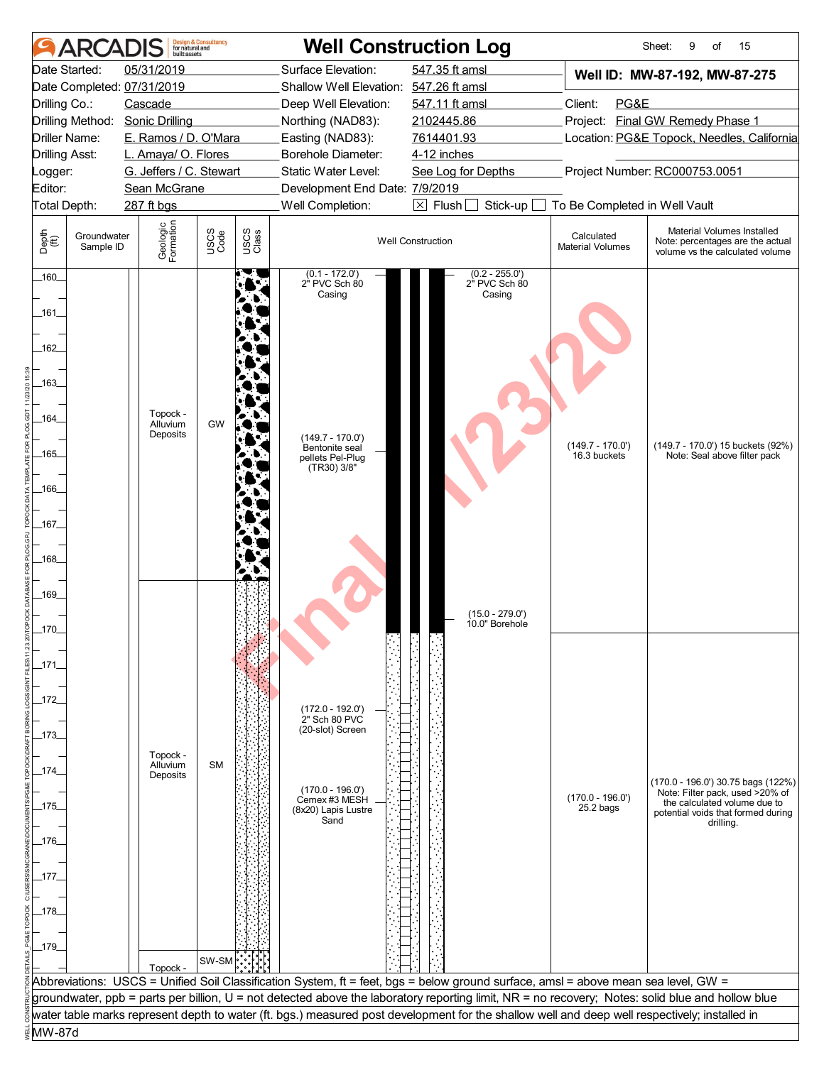# Well Construction Log

ARCADIS Design & Consultancy for natural and built assets

Sheet: 9 of 15

| | | | |
|---|---|---|---|
| Date Started: | 05/31/2019 | Surface Elevation: | 547.35 ft amsl |
| Date Completed: | 07/31/2019 | Shallow Well Elevation: | 547.26 ft amsl |
| Drilling Co.: | Cascade | Deep Well Elevation: | 547.11 ft amsl |
| Drilling Method: | Sonic Drilling | Northing (NAD83): | 2102445.86 |
| Driller Name: | E. Ramos / D. O'Mara | Easting (NAD83): | 7614401.93 |
| Drilling Asst: | L. Amaya/ O. Flores | Borehole Diameter: | 4-12 inches |
| Logger: | G. Jeffers / C. Stewart | Static Water Level: | See Log for Depths |
| Editor: | Sean McGrane | Development End Date: | 7/9/2019 |
| Total Depth: | 287 ft bgs | Well Completion: | ☒ Flush ☐ Stick-up ☐ To Be Completed in Well Vault |

**Well ID: MW-87-192, MW-87-275**

Client: PG&E
Project: Final GW Remedy Phase 1
Location: PG&E Topock, Needles, California
Project Number: RC000753.0051

| Depth (ft) | Groundwater Sample ID | Geologic Formation | USCS Code | Well Construction | Calculated Material Volumes | Material Volumes Installed (Note: percentages are the actual volume vs the calculated volume) |
|---|---|---|---|---|---|---|
| 160–169 | | Topock - Alluvium Deposits | GW | (0.1 - 172.0') 2" PVC Sch 80 Casing; (0.2 - 255.0') 2" PVC Sch 80 Casing; (149.7 - 170.0') Bentonite seal pellets Pel-Plug (TR30) 3/8"; (15.0 - 279.0') 10.0" Borehole | (149.7 - 170.0') 16.3 buckets | (149.7 - 170.0') 15 buckets (92%) Note: Seal above filter pack |
| 169–179.5 | | Topock - Alluvium Deposits | SM | (172.0 - 192.0') 2" Sch 80 PVC (20-slot) Screen; (170.0 - 196.0') Cemex #3 MESH (8x20) Lapis Lustre Sand | (170.0 - 196.0') 25.2 bags | (170.0 - 196.0') 30.75 bags (122%) Note: Filter pack, used >20% of the calculated volume due to potential voids that formed during drilling. |
| 179.5– | | Topock - | SW-SM | | | |

Abbreviations: USCS = Unified Soil Classification System, ft = feet, bgs = below ground surface, amsl = above mean sea level, GW = groundwater, ppb = parts per billion, U = not detected above the laboratory reporting limit, NR = no recovery; Notes: solid blue and hollow blue water table marks represent depth to water (ft. bgs.) measured post development for the shallow well and deep well respectively; installed in MW-87d

Final 11/23/20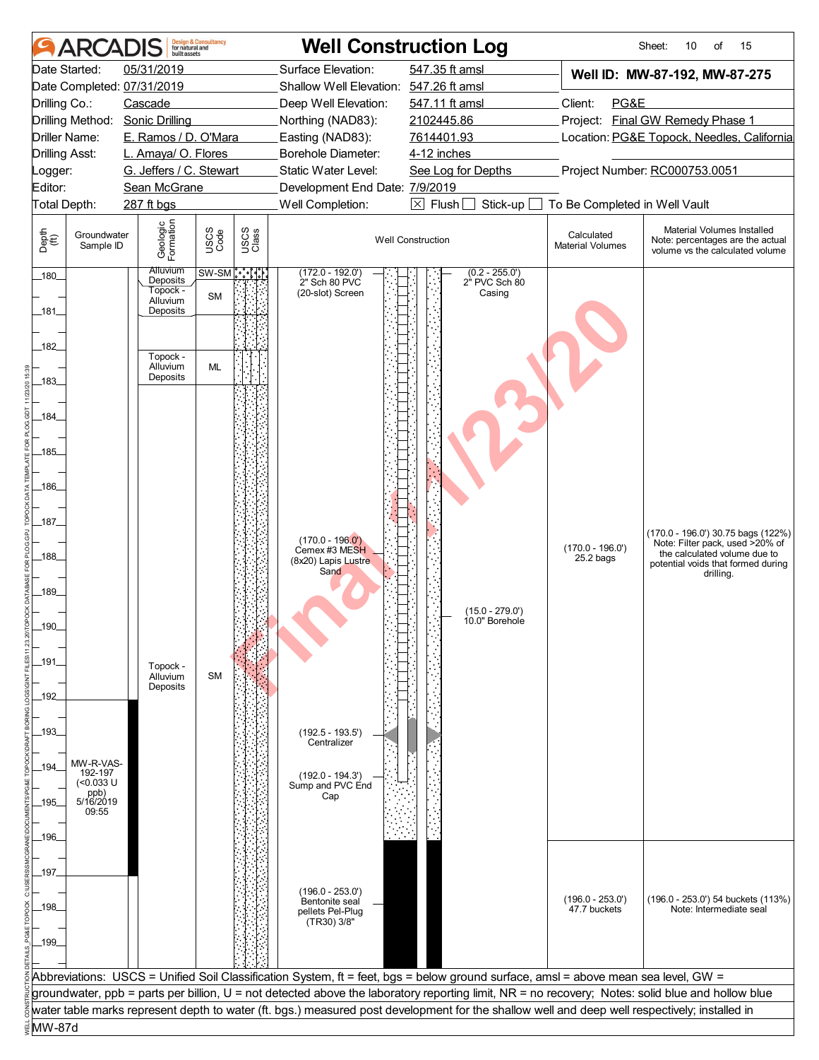# Well Construction Log

ARCADIS — Design & Consultancy for natural and built assets

Sheet: 10 of 15

| | | | | | |
|---|---|---|---|---|---|
| Date Started: | 05/31/2019 | Surface Elevation: | 547.35 ft amsl | **Well ID: MW-87-192, MW-87-275** | |
| Date Completed: | 07/31/2019 | Shallow Well Elevation: | 547.26 ft amsl | | |
| Drilling Co.: | Cascade | Deep Well Elevation: | 547.11 ft amsl | Client: | PG&E |
| Drilling Method: | Sonic Drilling | Northing (NAD83): | 2102445.86 | Project: | Final GW Remedy Phase 1 |
| Driller Name: | E. Ramos / D. O'Mara | Easting (NAD83): | 7614401.93 | Location: | PG&E Topock, Needles, California |
| Drilling Asst: | L. Amaya/ O. Flores | Borehole Diameter: | 4-12 inches | | |
| Logger: | G. Jeffers / C. Stewart | Static Water Level: | See Log for Depths | Project Number: | RC000753.0051 |
| Editor: | Sean McGrane | Development End Date: | 7/9/2019 | | |
| Total Depth: | 287 ft bgs | Well Completion: | ☒ Flush ☐ Stick-up ☐ To Be Completed in Well Vault | | |

| Depth (ft) | Groundwater Sample ID | Geologic Formation | USCS Code | Well Construction | Calculated Material Volumes | Material Volumes Installed (Note: percentages are the actual volume vs the calculated volume) |
|---|---|---|---|---|---|---|
| 180 | | Alluvium Deposits | SW-SM | (172.0 - 192.0') 2" Sch 80 PVC (20-slot) Screen; (0.2 - 255.0') 2" PVC Sch 80 Casing | | |
| 180–181 | | Topock - Alluvium Deposits | SM | | | |
| 182–183 | | Topock - Alluvium Deposits | ML | | | |
| 183–199 | | Topock - Alluvium Deposits | SM | (170.0 - 196.0') Cemex #3 MESH (8x20) Lapis Lustre Sand; (15.0 - 279.0') 10.0" Borehole | (170.0 - 196.0') 25.2 bags | (170.0 - 196.0') 30.75 bags (122%) Note: Filter pack, used >20% of the calculated volume due to potential voids that formed during drilling. |
| 192–197 | MW-R-VAS-192-197 (<0.033 U ppb) 5/16/2019 09:55 | | | (192.5 - 193.5') Centralizer; (192.0 - 194.3') Sump and PVC End Cap | | |
| 196–199 | | | | (196.0 - 253.0') Bentonite seal pellets Pel-Plug (TR30) 3/8" | (196.0 - 253.0') 47.7 buckets | (196.0 - 253.0') 54 buckets (113%) Note: Intermediate seal |

Final 11/23/20

Abbreviations: USCS = Unified Soil Classification System, ft = feet, bgs = below ground surface, amsl = above mean sea level, GW = groundwater, ppb = parts per billion, U = not detected above the laboratory reporting limit, NR = no recovery; Notes: solid blue and hollow blue water table marks represent depth to water (ft. bgs.) measured post development for the shallow well and deep well respectively; installed in MW-87d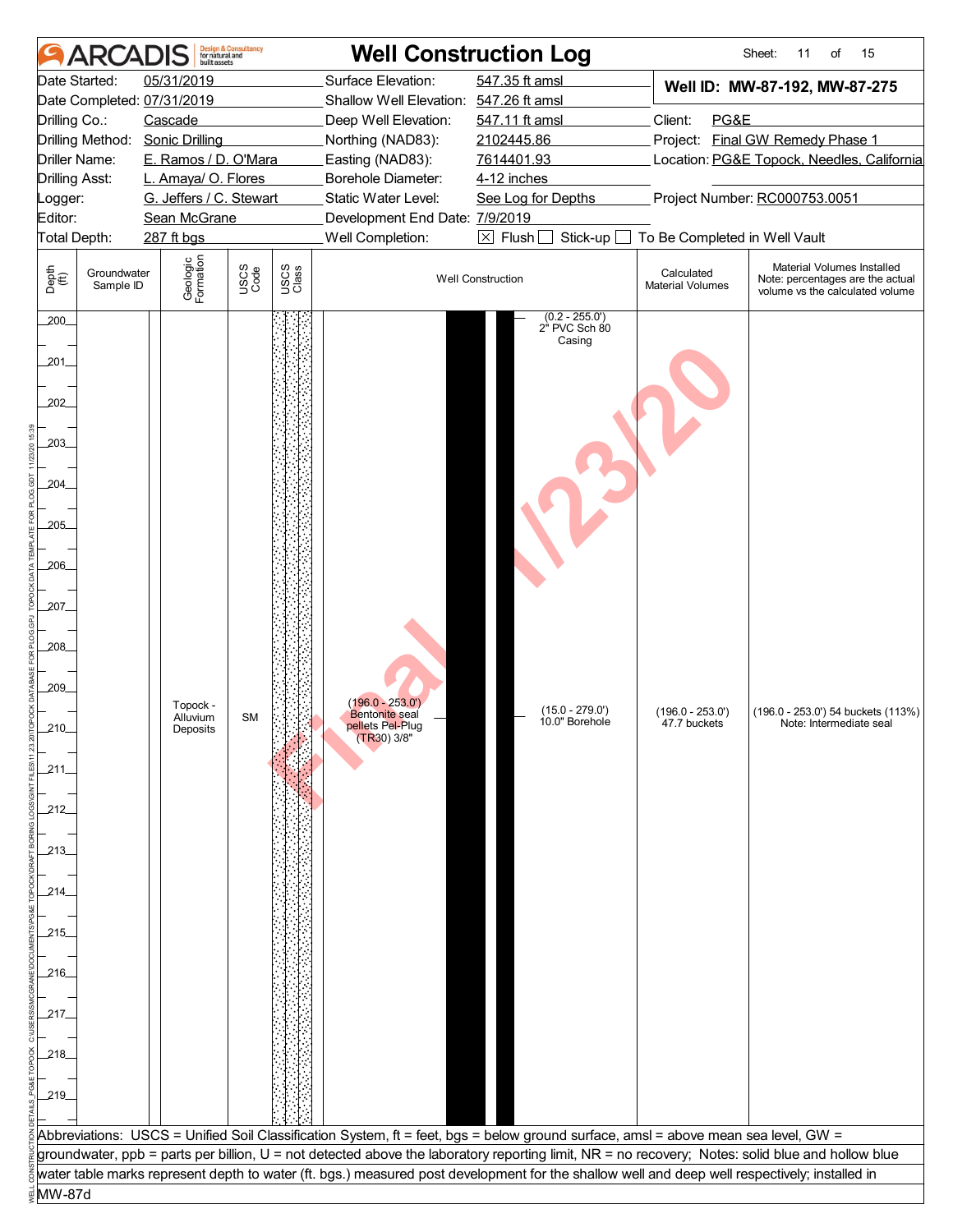# ARCADIS Well Construction Log

| | | | | | |
|---|---|---|---|---|---|
| Date Started: | 05/31/2019 | Surface Elevation: | 547.35 ft amsl | **Well ID: MW-87-192, MW-87-275** | |
| Date Completed: | 07/31/2019 | Shallow Well Elevation: | 547.26 ft amsl | | |
| Drilling Co.: | Cascade | Deep Well Elevation: | 547.11 ft amsl | Client: | PG&E |
| Drilling Method: | Sonic Drilling | Northing (NAD83): | 2102445.86 | Project: | Final GW Remedy Phase 1 |
| Driller Name: | E. Ramos / D. O'Mara | Easting (NAD83): | 7614401.93 | Location: | PG&E Topock, Needles, California |
| Drilling Asst: | L. Amaya/ O. Flores | Borehole Diameter: | 4-12 inches | | |
| Logger: | G. Jeffers / C. Stewart | Static Water Level: | See Log for Depths | Project Number: | RC000753.0051 |
| Editor: | Sean McGrane | Development End Date: | 7/9/2019 | | |
| Total Depth: | 287 ft bgs | Well Completion: | ☒ Flush ☐ Stick-up ☐ To Be Completed in Well Vault | | |

| Depth (ft) | Groundwater Sample ID | Geologic Formation | USCS Code | USCS Class | Well Construction | Calculated Material Volumes | Material Volumes Installed (Note: percentages are the actual volume vs the calculated volume) |
|---|---|---|---|---|---|---|---|
| 200–219 | | Topock - Alluvium Deposits | SM | | (0.2 - 255.0') 2" PVC Sch 80 Casing; (196.0 - 253.0') Bentonite seal pellets Pel-Plug (TR30) 3/8"; (15.0 - 279.0') 10.0" Borehole | (196.0 - 253.0') 47.7 buckets | (196.0 - 253.0') 54 buckets (113%) Note: Intermediate seal |

Abbreviations: USCS = Unified Soil Classification System, ft = feet, bgs = below ground surface, amsl = above mean sea level, GW = groundwater, ppb = parts per billion, U = not detected above the laboratory reporting limit, NR = no recovery; Notes: solid blue and hollow blue water table marks represent depth to water (ft. bgs.) measured post development for the shallow well and deep well respectively; installed in MW-87d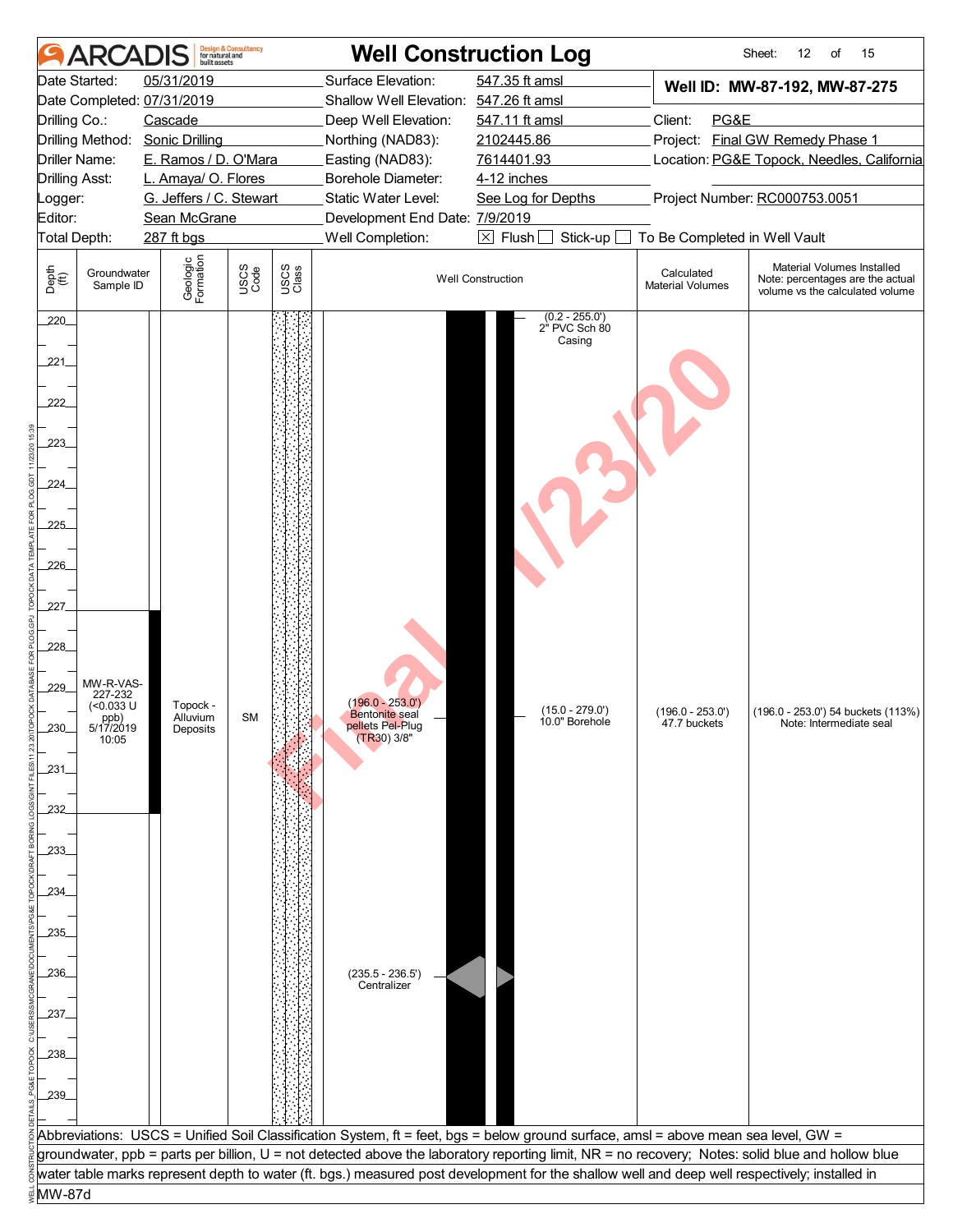# ARCADIS Well Construction Log

Sheet: 12 of 15

| | | | |
|---|---|---|---|
| Date Started: | 05/31/2019 | Surface Elevation: | 547.35 ft amsl |
| Date Completed: | 07/31/2019 | Shallow Well Elevation: | 547.26 ft amsl |
| Drilling Co.: | Cascade | Deep Well Elevation: | 547.11 ft amsl |
| Drilling Method: | Sonic Drilling | Northing (NAD83): | 2102445.86 |
| Driller Name: | E. Ramos / D. O'Mara | Easting (NAD83): | 7614401.93 |
| Drilling Asst: | L. Amaya/ O. Flores | Borehole Diameter: | 4-12 inches |
| Logger: | G. Jeffers / C. Stewart | Static Water Level: | See Log for Depths |
| Editor: | Sean McGrane | Development End Date: | 7/9/2019 |
| Total Depth: | 287 ft bgs | Well Completion: | ☒ Flush ☐ Stick-up ☐ To Be Completed in Well Vault |

**Well ID: MW-87-192, MW-87-275**

Client: PG&E
Project: Final GW Remedy Phase 1
Location: PG&E Topock, Needles, California
Project Number: RC000753.0051

| Depth (ft) | Groundwater Sample ID | Geologic Formation | USCS Code | USCS Class | Well Construction | Calculated Material Volumes | Material Volumes Installed (Note: percentages are the actual volume vs the calculated volume) |
|---|---|---|---|---|---|---|---|
| 220–239 | MW-R-VAS-227-232 (<0.033 U ppb) 5/17/2019 10:05 | Topock - Alluvium Deposits | SM | | (0.2 - 255.0') 2" PVC Sch 80 Casing; (196.0 - 253.0') Bentonite seal pellets Pel-Plug (TR30) 3/8"; (15.0 - 279.0') 10.0" Borehole; (235.5 - 236.5') Centralizer | (196.0 - 253.0') 47.7 buckets | (196.0 - 253.0') 54 buckets (113%) Note: Intermediate seal |

Abbreviations: USCS = Unified Soil Classification System, ft = feet, bgs = below ground surface, amsl = above mean sea level, GW = groundwater, ppb = parts per billion, U = not detected above the laboratory reporting limit, NR = no recovery; Notes: solid blue and hollow blue water table marks represent depth to water (ft. bgs.) measured post development for the shallow well and deep well respectively; installed in MW-87d

Final 11/23/20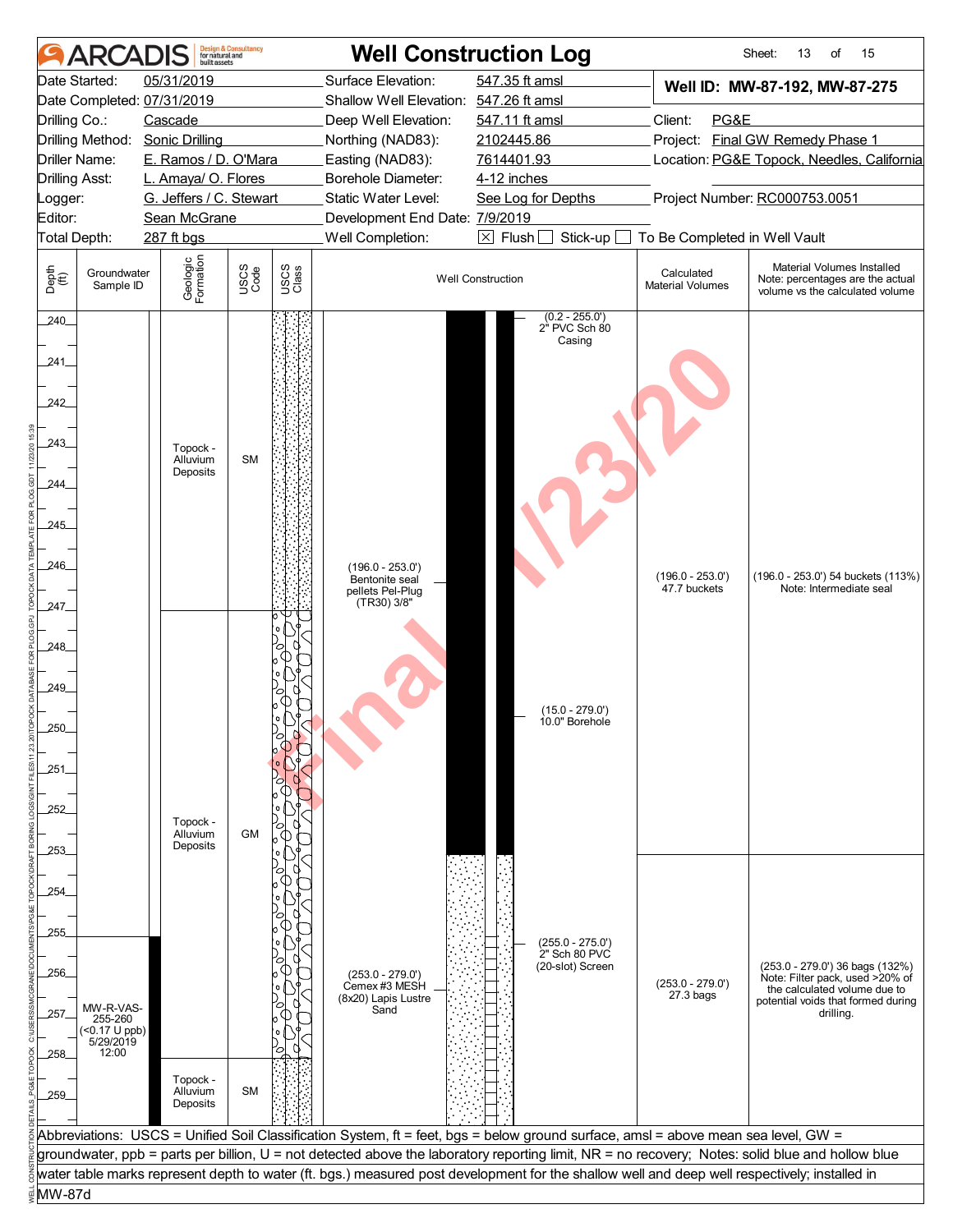# ARCADIS — Well Construction Log

Sheet: 13 of 15

| | | | |
|---|---|---|---|
| Date Started: | 05/31/2019 | Surface Elevation: | 547.35 ft amsl |
| Date Completed: | 07/31/2019 | Shallow Well Elevation: | 547.26 ft amsl |
| Drilling Co.: | Cascade | Deep Well Elevation: | 547.11 ft amsl |
| Drilling Method: | Sonic Drilling | Northing (NAD83): | 2102445.86 |
| Driller Name: | E. Ramos / D. O'Mara | Easting (NAD83): | 7614401.93 |
| Drilling Asst: | L. Amaya/ O. Flores | Borehole Diameter: | 4-12 inches |
| Logger: | G. Jeffers / C. Stewart | Static Water Level: | See Log for Depths |
| Editor: | Sean McGrane | Development End Date: | 7/9/2019 |
| Total Depth: | 287 ft bgs | Well Completion: | ☒ Flush ☐ Stick-up ☐ To Be Completed in Well Vault |

**Well ID: MW-87-192, MW-87-275**

Client: PG&E
Project: Final GW Remedy Phase 1
Location: PG&E Topock, Needles, California
Project Number: RC000753.0051

| Depth (ft) | Groundwater Sample ID | Geologic Formation | USCS Code | Well Construction | Calculated Material Volumes | Material Volumes Installed (Note: percentages are the actual volume vs the calculated volume) |
|---|---|---|---|---|---|---|
| 240–247 | | Topock - Alluvium Deposits | SM | (0.2 - 255.0') 2" PVC Sch 80 Casing; (196.0 - 253.0') Bentonite seal pellets Pel-Plug (TR30) 3/8" | (196.0 - 253.0') 47.7 buckets | (196.0 - 253.0') 54 buckets (113%) Note: Intermediate seal |
| 247–258 | MW-R-VAS-255-260 (<0.17 U ppb) 5/29/2019 12:00 | Topock - Alluvium Deposits | GM | (15.0 - 279.0') 10.0" Borehole; (253.0 - 279.0') Cemex #3 MESH (8x20) Lapis Lustre Sand; (255.0 - 275.0') 2" Sch 80 PVC (20-slot) Screen | (253.0 - 279.0') 27.3 bags | (253.0 - 279.0') 36 bags (132%) Note: Filter pack, used >20% of the calculated volume due to potential voids that formed during drilling. |
| 258–260 | | Topock - Alluvium Deposits | SM | | | |

Abbreviations: USCS = Unified Soil Classification System, ft = feet, bgs = below ground surface, amsl = above mean sea level, GW = groundwater, ppb = parts per billion, U = not detected above the laboratory reporting limit, NR = no recovery; Notes: solid blue and hollow blue water table marks represent depth to water (ft. bgs.) measured post development for the shallow well and deep well respectively; installed in MW-87d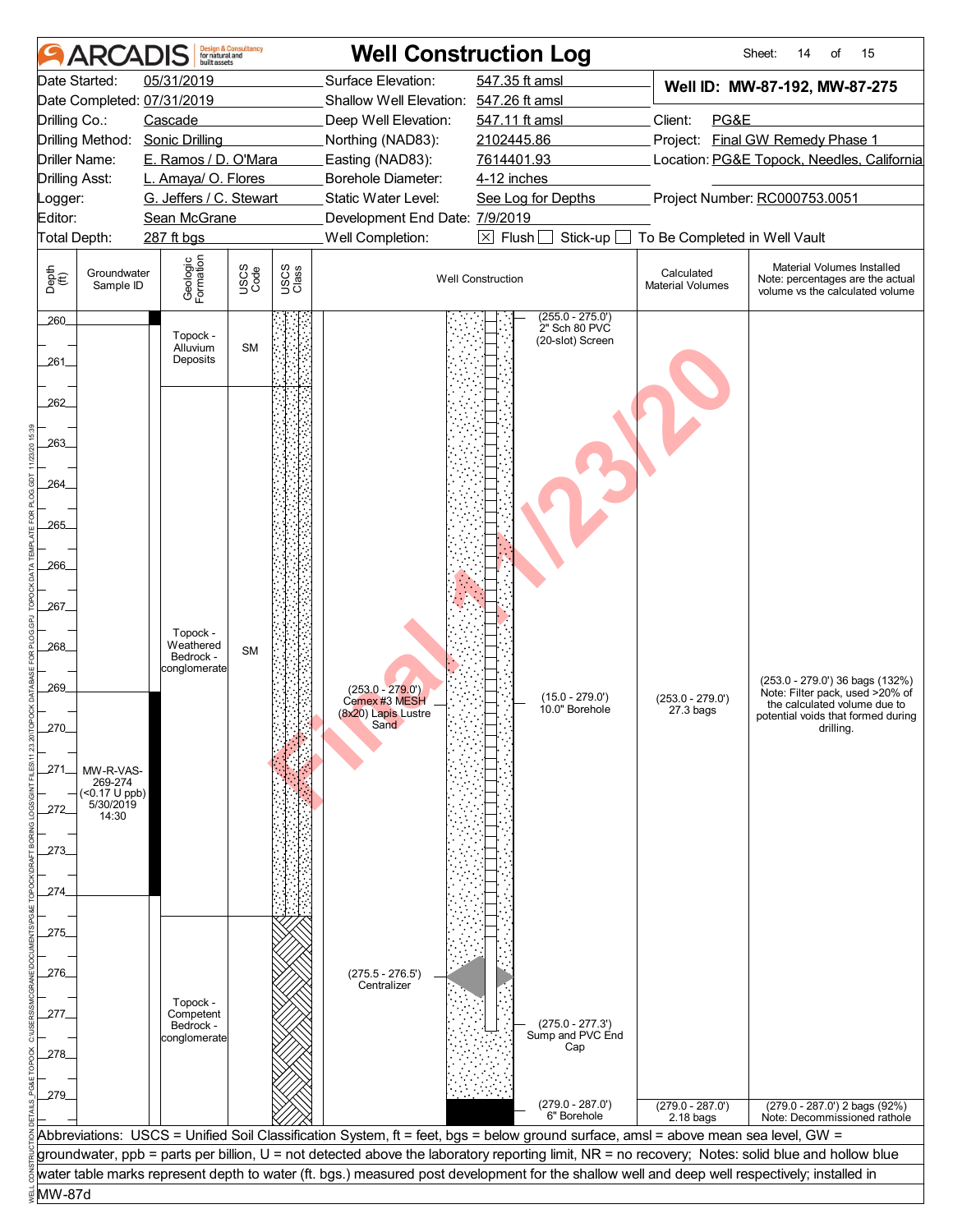# ARCADIS — Well Construction Log

Sheet: 14 of 15

| | | | |
|---|---|---|---|
| Date Started: | 05/31/2019 | Surface Elevation: | 547.35 ft amsl |
| Date Completed: | 07/31/2019 | Shallow Well Elevation: | 547.26 ft amsl |
| Drilling Co.: | Cascade | Deep Well Elevation: | 547.11 ft amsl |
| Drilling Method: | Sonic Drilling | Northing (NAD83): | 2102445.86 |
| Driller Name: | E. Ramos / D. O'Mara | Easting (NAD83): | 7614401.93 |
| Drilling Asst: | L. Amaya/ O. Flores | Borehole Diameter: | 4-12 inches |
| Logger: | G. Jeffers / C. Stewart | Static Water Level: | See Log for Depths |
| Editor: | Sean McGrane | Development End Date: | 7/9/2019 |
| Total Depth: | 287 ft bgs | Well Completion: | ☒ Flush ☐ Stick-up ☐ To Be Completed in Well Vault |

**Well ID: MW-87-192, MW-87-275**

Client: PG&E
Project: Final GW Remedy Phase 1
Location: PG&E Topock, Needles, California
Project Number: RC000753.0051

| Depth (ft) | Groundwater Sample ID | Geologic Formation | USCS Code | Well Construction | Calculated Material Volumes | Material Volumes Installed (Note: percentages are the actual volume vs the calculated volume) |
|---|---|---|---|---|---|---|
| 260–261.8 | | Topock - Alluvium Deposits | SM | (255.0 - 275.0') 2" Sch 80 PVC (20-slot) Screen | | |
| 261.8–274.6 | MW-R-VAS-269-274 (<0.17 U ppb) 5/30/2019 14:30 | Topock - Weathered Bedrock - conglomerate | SM | (253.0 - 279.0') Cemex #3 MESH (8x20) Lapis Lustre Sand; (15.0 - 279.0') 10.0" Borehole | (253.0 - 279.0') 27.3 bags | (253.0 - 279.0') 36 bags (132%) Note: Filter pack, used >20% of the calculated volume due to potential voids that formed during drilling. |
| 274.6–280 | | Topock - Competent Bedrock - conglomerate | | (275.5 - 276.5') Centralizer; (275.0 - 277.3') Sump and PVC End Cap; (279.0 - 287.0') 6" Borehole | (279.0 - 287.0') 2.18 bags | (279.0 - 287.0') 2 bags (92%) Note: Decommissioned rathole |

Abbreviations: USCS = Unified Soil Classification System, ft = feet, bgs = below ground surface, amsl = above mean sea level, GW = groundwater, ppb = parts per billion, U = not detected above the laboratory reporting limit, NR = no recovery; Notes: solid blue and hollow blue water table marks represent depth to water (ft. bgs.) measured post development for the shallow well and deep well respectively; installed in MW-87d

Final 11/23/20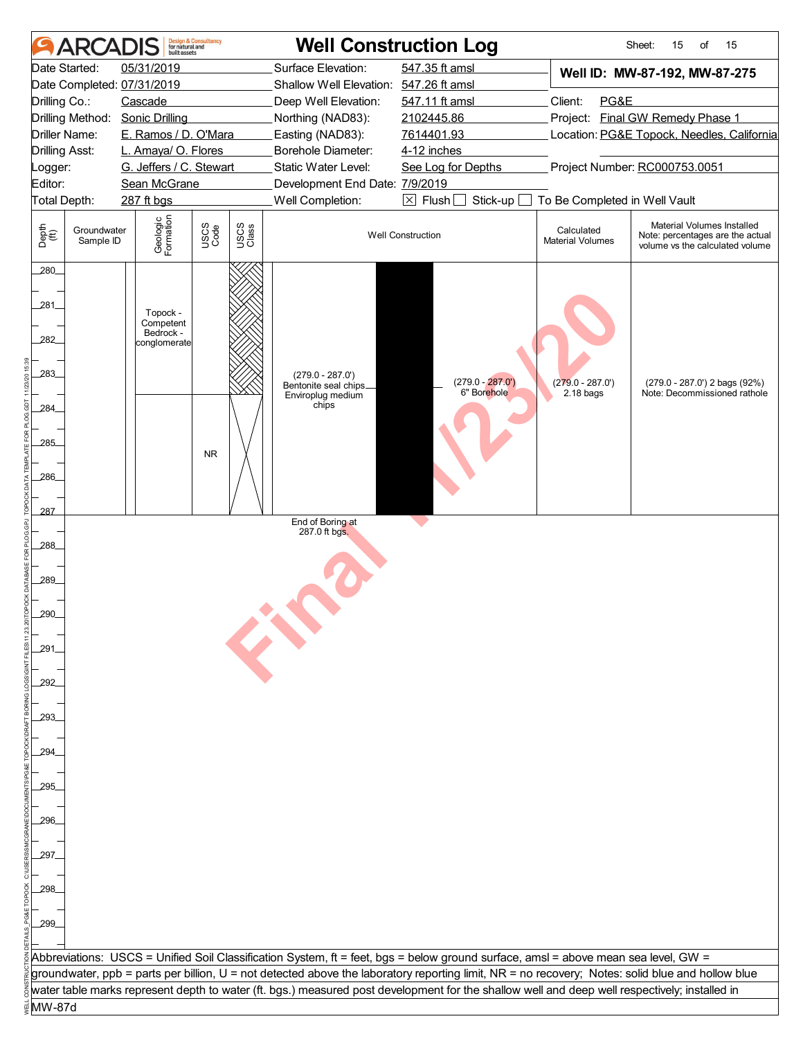# ARCADIS — Well Construction Log

Sheet: 15 of 15

| | | | | | |
|---|---|---|---|---|---|
| Date Started: | 05/31/2019 | Surface Elevation: | 547.35 ft amsl | **Well ID: MW-87-192, MW-87-275** | |
| Date Completed: | 07/31/2019 | Shallow Well Elevation: | 547.26 ft amsl | | |
| Drilling Co.: | Cascade | Deep Well Elevation: | 547.11 ft amsl | Client: | PG&E |
| Drilling Method: | Sonic Drilling | Northing (NAD83): | 2102445.86 | Project: | Final GW Remedy Phase 1 |
| Driller Name: | E. Ramos / D. O'Mara | Easting (NAD83): | 7614401.93 | Location: | PG&E Topock, Needles, California |
| Drilling Asst: | L. Amaya/ O. Flores | Borehole Diameter: | 4-12 inches | | |
| Logger: | G. Jeffers / C. Stewart | Static Water Level: | See Log for Depths | Project Number: | RC000753.0051 |
| Editor: | Sean McGrane | Development End Date: | 7/9/2019 | | |
| Total Depth: | 287 ft bgs | Well Completion: | ☒ Flush ☐ Stick-up ☐ To Be Completed in Well Vault | | |

| Depth (ft) | Groundwater Sample ID | Geologic Formation | USCS Code | USCS Class | Well Construction | Calculated Material Volumes | Material Volumes Installed (Note: percentages are the actual volume vs the calculated volume) |
|---|---|---|---|---|---|---|---|
| 280–283.5 | | Topock - Competent Bedrock - conglomerate | | | (279.0 - 287.0') Bentonite seal chips Enviroplug medium chips; (279.0 - 287.0') 6" Borehole | (279.0 - 287.0') 2.18 bags | (279.0 - 287.0') 2 bags (92%) Note: Decommissioned rathole |
| 283.5–287 | | | NR | | | | |

End of Boring at 287.0 ft bgs.

Final 11/23/20

Abbreviations: USCS = Unified Soil Classification System, ft = feet, bgs = below ground surface, amsl = above mean sea level, GW = groundwater, ppb = parts per billion, U = not detected above the laboratory reporting limit, NR = no recovery; Notes: solid blue and hollow blue water table marks represent depth to water (ft. bgs.) measured post development for the shallow well and deep well respectively; installed in MW-87d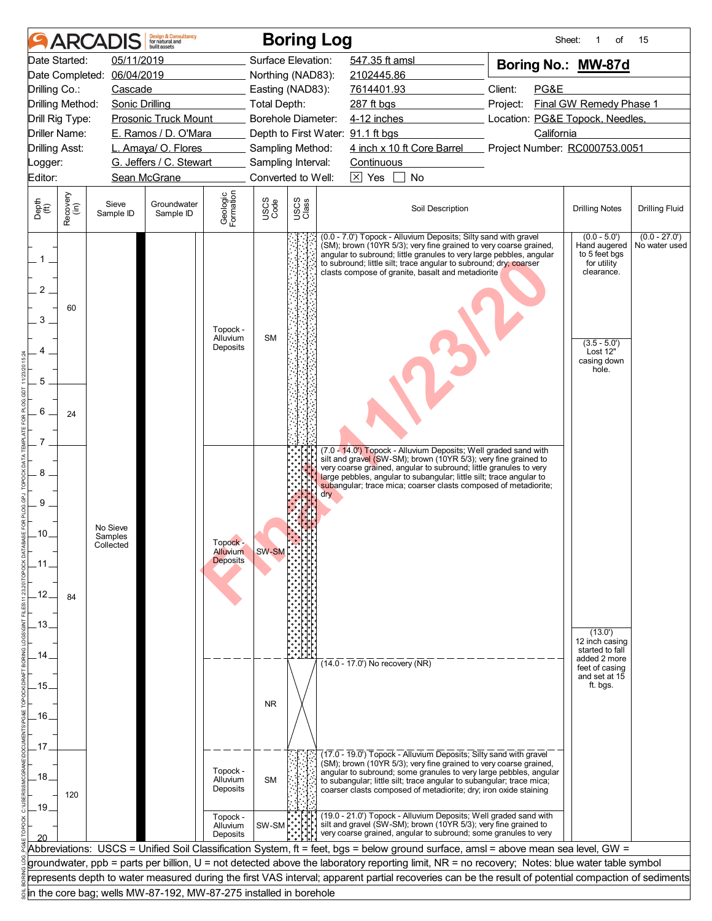# ARCADIS — Boring Log

**Boring No.: MW-87d**

| | | | | | |
|---|---|---|---|---|---|
| Date Started: | 05/11/2019 | Surface Elevation: | 547.35 ft amsl | Client: | PG&E |
| Date Completed: | 06/04/2019 | Northing (NAD83): | 2102445.86 | Project: | Final GW Remedy Phase 1 |
| Drilling Co.: | Cascade | Easting (NAD83): | 7614401.93 | Location: | PG&E Topock, Needles, California |
| Drilling Method: | Sonic Drilling | Total Depth: | 287 ft bgs | Project Number: | RC000753.0051 |
| Drill Rig Type: | Prosonic Truck Mount | Borehole Diameter: | 4-12 inches | | |
| Driller Name: | E. Ramos / D. O'Mara | Depth to First Water: | 91.1 ft bgs | | |
| Drilling Asst: | L. Amaya/ O. Flores | Sampling Method: | 4 inch x 10 ft Core Barrel | | |
| Logger: | G. Jeffers / C. Stewart | Sampling Interval: | Continuous | | |
| Editor: | Sean McGrane | Converted to Well: | ☒ Yes ☐ No | | |

| Depth (ft) | Recovery (in) | Sieve Sample ID | Groundwater Sample ID | Geologic Formation | USCS Code | Soil Description | Drilling Notes | Drilling Fluid |
|---|---|---|---|---|---|---|---|---|
| 0.0 - 7.0 | 60 (0-5); 24 (5-7) | No Sieve Samples Collected | | Topock - Alluvium Deposits | SM | (0.0 - 7.0') Topock - Alluvium Deposits; Silty sand with gravel (SM); brown (10YR 5/3); very fine grained to very coarse grained, angular to subround; little granules to very large pebbles, angular to subround; little silt; trace angular to subround; dry; coarser clasts compose of granite, basalt and metadiorite | (0.0 - 5.0') Hand augered to 5 feet bgs for utility clearance. (3.5 - 5.0') Lost 12" casing down hole. | (0.0 - 27.0') No water used |
| 7.0 - 14.0 | 84 | | | Topock - Alluvium Deposits | SW-SM | (7.0 - 14.0') Topock - Alluvium Deposits; Well graded sand with silt and gravel (SW-SM); brown (10YR 5/3); very fine grained to very coarse grained, angular to subround; little granules to very large pebbles, angular to subangular; little silt; trace angular to subangular; trace mica; coarser clasts composed of metadiorite; dry | (13.0') 12 inch casing started to fall added 2 more feet of casing and set at 15 ft. bgs. | |
| 14.0 - 17.0 | | | | | NR | (14.0 - 17.0') No recovery (NR) | | |
| 17.0 - 19.0 | 120 | | | Topock - Alluvium Deposits | SM | (17.0 - 19.0') Topock - Alluvium Deposits; Silty sand with gravel (SM); brown (10YR 5/3); very fine grained to very coarse grained, angular to subround; some granules to very large pebbles, angular to subangular; little silt; trace angular to subangular; trace mica; coarser clasts composed of metadiorite; dry; iron oxide staining | | |
| 19.0 - 21.0 | | | | Topock - Alluvium Deposits | SW-SM | (19.0 - 21.0') Topock - Alluvium Deposits; Well graded sand with silt and gravel (SW-SM); brown (10YR 5/3); very fine grained to very coarse grained, angular to subround; some granules to very | | |

Abbreviations: USCS = Unified Soil Classification System, ft = feet, bgs = below ground surface, amsl = above mean sea level, GW = groundwater, ppb = parts per billion, U = not detected above the laboratory reporting limit, NR = no recovery; Notes: blue water table symbol represents depth to water measured during the first VAS interval; apparent partial recoveries can be the result of potential compaction of sediments in the core bag; wells MW-87-192, MW-87-275 installed in borehole

Final 11/23/20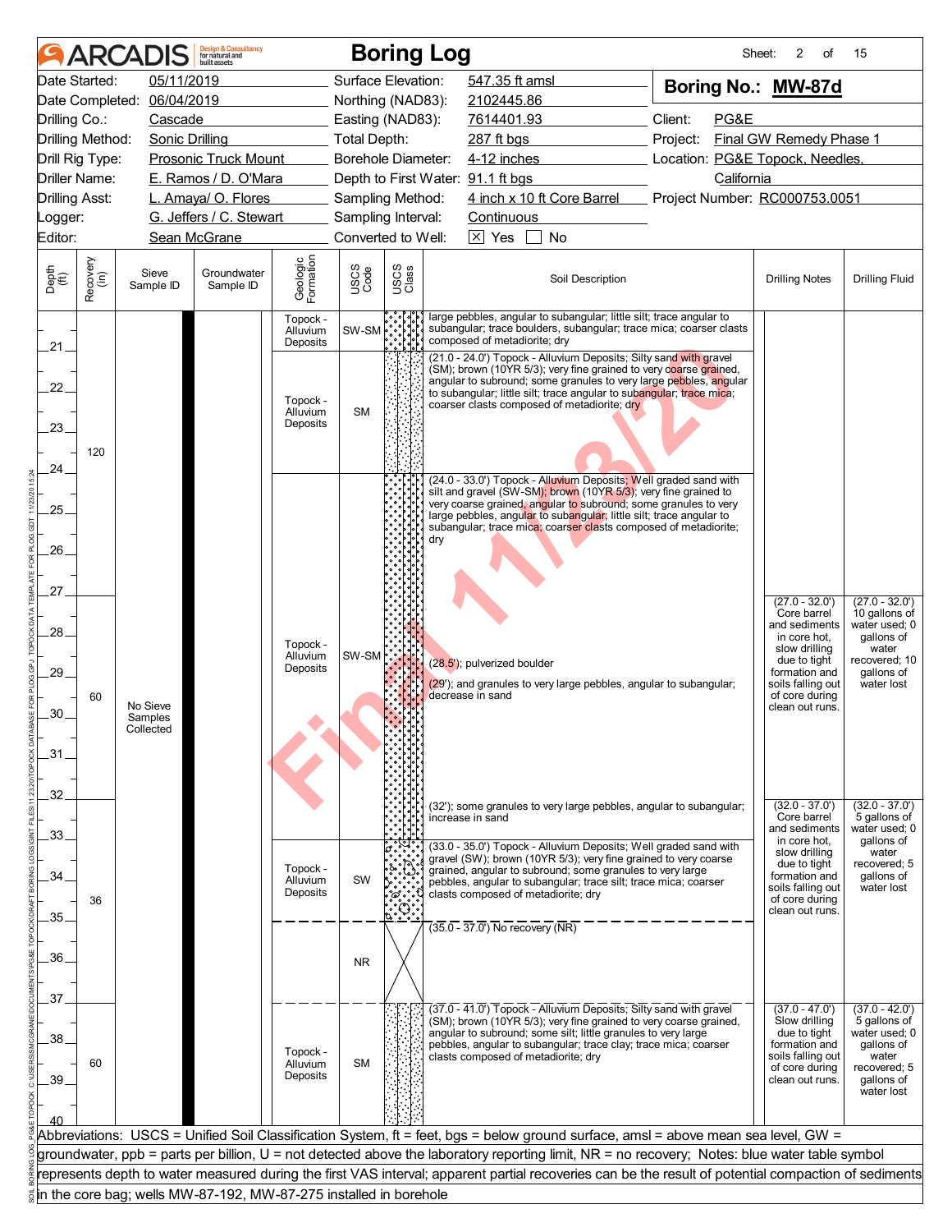# ARCADIS Boring Log

Sheet: 2 of 15

| | | | |
|---|---|---|---|
| Date Started: 05/11/2019 | Surface Elevation: 547.35 ft amsl | **Boring No.: MW-87d** | |
| Date Completed: 06/04/2019 | Northing (NAD83): 2102445.86 | | |
| Drilling Co.: Cascade | Easting (NAD83): 7614401.93 | Client: PG&E | |
| Drilling Method: Sonic Drilling | Total Depth: 287 ft bgs | Project: Final GW Remedy Phase 1 | |
| Drill Rig Type: Prosonic Truck Mount | Borehole Diameter: 4-12 inches | Location: PG&E Topock, Needles, California | |
| Driller Name: E. Ramos / D. O'Mara | Depth to First Water: 91.1 ft bgs | | |
| Drilling Asst: L. Amaya/ O. Flores | Sampling Method: 4 inch x 10 ft Core Barrel | Project Number: RC000753.0051 | |
| Logger: G. Jeffers / C. Stewart | Sampling Interval: Continuous | | |
| Editor: Sean McGrane | Converted to Well: [X] Yes [ ] No | | |

| Depth (ft) | Recovery (in) | Sieve Sample ID | Groundwater Sample ID | Geologic Formation | USCS Code | Soil Description | Drilling Notes | Drilling Fluid |
|---|---|---|---|---|---|---|---|---|
| 20–21 | 120 | No Sieve Samples Collected | | Topock - Alluvium Deposits | SW-SM | large pebbles, angular to subangular; little silt; trace angular to subangular; trace boulders, subangular; trace mica; coarser clasts composed of metadiorite; dry | | |
| 21–24 | | | | Topock - Alluvium Deposits | SM | (21.0 - 24.0') Topock - Alluvium Deposits; Silty sand with gravel (SM); brown (10YR 5/3); very fine grained to very coarse grained, angular to subround; some granules to very large pebbles, angular to subangular; little silt; trace angular to subangular; trace mica; coarser clasts composed of metadiorite; dry | | |
| 24–33 | 60 | | | Topock - Alluvium Deposits | SW-SM | (24.0 - 33.0') Topock - Alluvium Deposits; Well graded sand with silt and gravel (SW-SM); brown (10YR 5/3); very fine grained to very coarse grained, angular to subround; some granules to very large pebbles, angular to subangular; little silt; trace angular to subangular; trace mica; coarser clasts composed of metadiorite; dry<br>(28.5'); pulverized boulder<br>(29'); and granules to very large pebbles, angular to subangular; decrease in sand<br>(32'); some granules to very large pebbles, angular to subangular; increase in sand | (27.0 - 32.0') Core barrel and sediments in core hot, slow drilling due to tight formation and soils falling out of core during clean out runs.<br>(32.0 - 37.0') Core barrel and sediments in core hot, slow drilling due to tight formation and soils falling out of core during clean out runs. | (27.0 - 32.0') 10 gallons of water used; 0 gallons of water recovered; 10 gallons of water lost<br>(32.0 - 37.0') 5 gallons of water used; 0 gallons of water recovered; 5 gallons of water lost |
| 33–35 | 36 | | | Topock - Alluvium Deposits | SW | (33.0 - 35.0') Topock - Alluvium Deposits; Well graded sand with gravel (SW); brown (10YR 5/3); very fine grained to very coarse grained, angular to subround; some granules to very large pebbles, angular to subangular; trace silt; trace mica; coarser clasts composed of metadiorite; dry | | |
| 35–37 | | | | | NR | (35.0 - 37.0') No recovery (NR) | | |
| 37–41 | 60 | | | Topock - Alluvium Deposits | SM | (37.0 - 41.0') Topock - Alluvium Deposits; Silty sand with gravel (SM); brown (10YR 5/3); very fine grained to very coarse grained, angular to subround; some silt; little granules to very large pebbles, angular to subangular; trace clay; trace mica; coarser clasts composed of metadiorite; dry | (37.0 - 47.0') Slow drilling due to tight formation and soils falling out of core during clean out runs. | (37.0 - 42.0') 5 gallons of water used; 0 gallons of water recovered; 5 gallons of water lost |

Abbreviations: USCS = Unified Soil Classification System, ft = feet, bgs = below ground surface, amsl = above mean sea level, GW = groundwater, ppb = parts per billion, U = not detected above the laboratory reporting limit, NR = no recovery; Notes: blue water table symbol represents depth to water measured during the first VAS interval; apparent partial recoveries can be the result of potential compaction of sediments in the core bag; wells MW-87-192, MW-87-275 installed in borehole

Final 11/3/20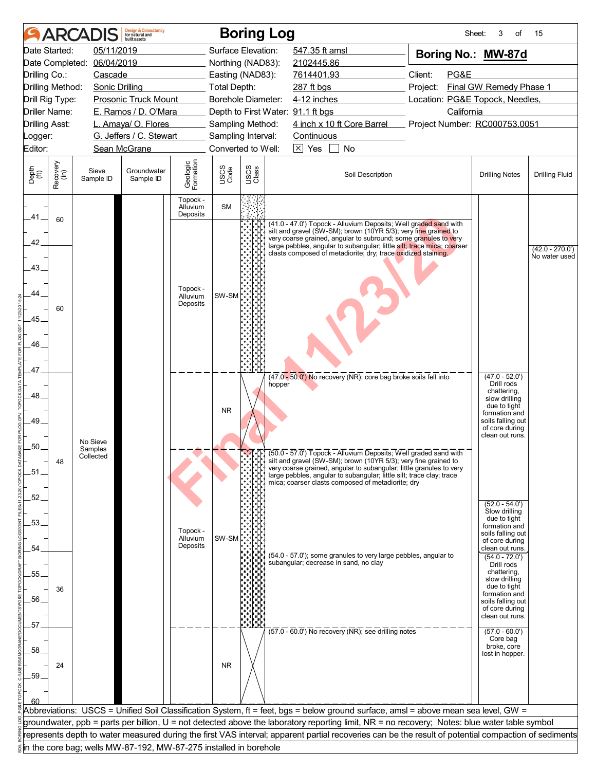# ARCADIS Boring Log

| | | | | | |
|---|---|---|---|---|---|
| Date Started: | 05/11/2019 | Surface Elevation: | 547.35 ft amsl | **Boring No.: MW-87d** | |
| Date Completed: | 06/04/2019 | Northing (NAD83): | 2102445.86 | | |
| Drilling Co.: | Cascade | Easting (NAD83): | 7614401.93 | Client: | PG&E |
| Drilling Method: | Sonic Drilling | Total Depth: | 287 ft bgs | Project: | Final GW Remedy Phase 1 |
| Drill Rig Type: | Prosonic Truck Mount | Borehole Diameter: | 4-12 inches | Location: | PG&E Topock, Needles, California |
| Driller Name: | E. Ramos / D. O'Mara | Depth to First Water: | 91.1 ft bgs | | |
| Drilling Asst: | L. Amaya/ O. Flores | Sampling Method: | 4 inch x 10 ft Core Barrel | Project Number: | RC000753.0051 |
| Logger: | G. Jeffers / C. Stewart | Sampling Interval: | Continuous | | |
| Editor: | Sean McGrane | Converted to Well: | ☒ Yes ☐ No | | |

| Depth (ft) | Recovery (in) | Sieve Sample ID | Groundwater Sample ID | Geologic Formation | USCS Code | Soil Description | Drilling Notes | Drilling Fluid |
|---|---|---|---|---|---|---|---|---|
| 40–41 | | No Sieve Samples Collected | | Topock - Alluvium Deposits | SM | | | |
| 41–47 | 60 / 60 | | | Topock - Alluvium Deposits | SW-SM | (41.0 - 47.0') Topock - Alluvium Deposits; Well graded sand with silt and gravel (SW-SM); brown (10YR 5/3); very fine grained to very coarse grained, angular to subround; some granules to very large pebbles, angular to subangular; little silt; trace mica; coarser clasts composed of metadiorite; dry; trace oxidized staining. | | (42.0 - 270.0') No water used |
| 47–50 | | | | | NR | (47.0 - 50.0') No recovery (NR); core bag broke soils fell into hopper | (47.0 - 52.0') Drill rods chattering, slow drilling due to tight formation and soils falling out of core during clean out runs. | |
| 50–57 | 48 / 36 | | | Topock - Alluvium Deposits | SW-SM | (50.0 - 57.0') Topock - Alluvium Deposits; Well graded sand with silt and gravel (SW-SM); brown (10YR 5/3); very fine grained to very coarse grained, angular to subangular; little granules to very large pebbles, angular to subangular; little silt; trace clay; trace mica; coarser clasts composed of metadiorite; dry<br>(54.0 - 57.0'); some granules to very large pebbles, angular to subangular; decrease in sand, no clay | (52.0 - 54.0') Slow drilling due to tight formation and soils falling out of core during clean out runs.<br>(54.0 - 72.0') Drill rods chattering, slow drilling due to tight formation and soils falling out of core during clean out runs. | |
| 57–60 | 24 | | | | NR | (57.0 - 60.0') No recovery (NR); see drilling notes | (57.0 - 60.0') Core bag broke, core lost in hopper. | |

Abbreviations: USCS = Unified Soil Classification System, ft = feet, bgs = below ground surface, amsl = above mean sea level, GW = groundwater, ppb = parts per billion, U = not detected above the laboratory reporting limit, NR = no recovery; Notes: blue water table symbol represents depth to water measured during the first VAS interval; apparent partial recoveries can be the result of potential compaction of sediments in the core bag; wells MW-87-192, MW-87-275 installed in borehole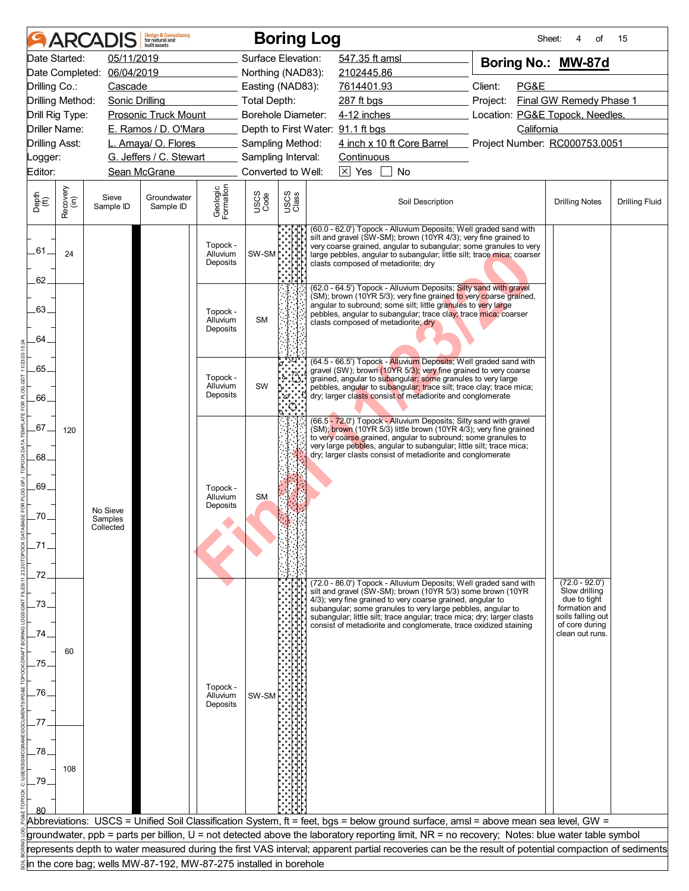# ARCADIS Boring Log

| | | | | | |
|---|---|---|---|---|---|
| Date Started: | 05/11/2019 | Surface Elevation: | 547.35 ft amsl | **Boring No.:** | **MW-87d** |
| Date Completed: | 06/04/2019 | Northing (NAD83): | 2102445.86 | | |
| Drilling Co.: | Cascade | Easting (NAD83): | 7614401.93 | Client: | PG&E |
| Drilling Method: | Sonic Drilling | Total Depth: | 287 ft bgs | Project: | Final GW Remedy Phase 1 |
| Drill Rig Type: | Prosonic Truck Mount | Borehole Diameter: | 4-12 inches | Location: | PG&E Topock, Needles, California |
| Driller Name: | E. Ramos / D. O'Mara | Depth to First Water: | 91.1 ft bgs | | |
| Drilling Asst: | L. Amaya/ O. Flores | Sampling Method: | 4 inch x 10 ft Core Barrel | Project Number: | RC000753.0051 |
| Logger: | G. Jeffers / C. Stewart | Sampling Interval: | Continuous | | |
| Editor: | Sean McGrane | Converted to Well: | ☒ Yes ☐ No | | |

| Depth (ft) | Recovery (in) | Sieve Sample ID | Groundwater Sample ID | Geologic Formation | USCS Code | Soil Description | Drilling Notes | Drilling Fluid |
|---|---|---|---|---|---|---|---|---|
| 60.0 - 62.0 | 24 | No Sieve Samples Collected | | Topock - Alluvium Deposits | SW-SM | (60.0 - 62.0') Topock - Alluvium Deposits; Well graded sand with silt and gravel (SW-SM); brown (10YR 4/3); very fine grained to very coarse grained, angular to subangular; some granules to very large pebbles, angular to subangular; little silt; trace mica; coarser clasts composed of metadiorite; dry | | |
| 62.0 - 64.5 | 120 | | | Topock - Alluvium Deposits | SM | (62.0 - 64.5') Topock - Alluvium Deposits; Silty sand with gravel (SM); brown (10YR 5/3); very fine grained to very coarse grained, angular to subround; some silt; little granules to very large pebbles, angular to subangular; trace clay; trace mica; coarser clasts composed of metadiorite; dry | | |
| 64.5 - 66.5 | | | | Topock - Alluvium Deposits | SW | (64.5 - 66.5') Topock - Alluvium Deposits; Well graded sand with gravel (SW); brown (10YR 5/3); very fine grained to very coarse grained, angular to subangular; some granules to very large pebbles, angular to subangular; trace silt; trace clay; trace mica; dry; larger clasts consist of metadiorite and conglomerate | | |
| 66.5 - 72.0 | | | | Topock - Alluvium Deposits | SM | (66.5 - 72.0') Topock - Alluvium Deposits; Silty sand with gravel (SM); brown (10YR 5/3) little brown (10YR 4/3); very fine grained to very coarse grained, angular to subround; some granules to very large pebbles, angular to subangular; little silt; trace mica; dry; larger clasts consist of metadiorite and conglomerate | | |
| 72.0 - 77.0 | 60 | | | Topock - Alluvium Deposits | SW-SM | (72.0 - 86.0') Topock - Alluvium Deposits; Well graded sand with silt and gravel (SW-SM); brown (10YR 5/3) some brown (10YR 4/3); very fine grained to very coarse grained, angular to subangular; some granules to very large pebbles, angular to subangular; little silt; trace angular; trace mica; dry; larger clasts consist of metadiorite and conglomerate, trace oxidized staining | (72.0 - 92.0') Slow drilling due to tight formation and soils falling out of core during clean out runs. | |
| 77.0 - 80.0 | 108 | | | | | | | |

Abbreviations: USCS = Unified Soil Classification System, ft = feet, bgs = below ground surface, amsl = above mean sea level, GW = groundwater, ppb = parts per billion, U = not detected above the laboratory reporting limit, NR = no recovery; Notes: blue water table symbol represents depth to water measured during the first VAS interval; apparent partial recoveries can be the result of potential compaction of sediments in the core bag; wells MW-87-192, MW-87-275 installed in borehole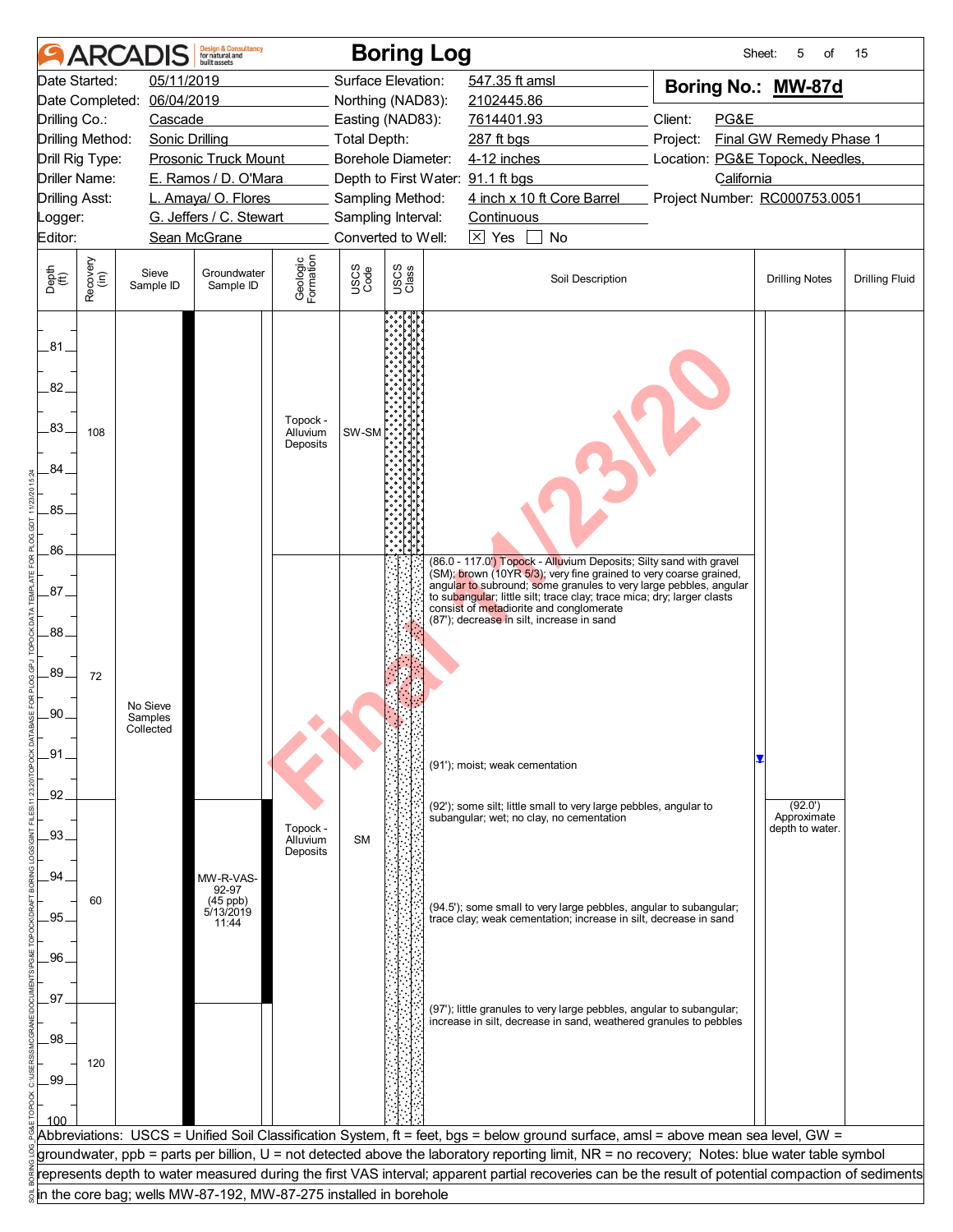# ARCADIS Boring Log

**Boring No.: MW-87d**

| | | | |
|---|---|---|---|
| Date Started: | 05/11/2019 | Surface Elevation: | 547.35 ft amsl |
| Date Completed: | 06/04/2019 | Northing (NAD83): | 2102445.86 |
| Drilling Co.: | Cascade | Easting (NAD83): | 7614401.93 |
| Drilling Method: | Sonic Drilling | Total Depth: | 287 ft bgs |
| Drill Rig Type: | Prosonic Truck Mount | Borehole Diameter: | 4-12 inches |
| Driller Name: | E. Ramos / D. O'Mara | Depth to First Water: | 91.1 ft bgs |
| Drilling Asst: | L. Amaya/ O. Flores | Sampling Method: | 4 inch x 10 ft Core Barrel |
| Logger: | G. Jeffers / C. Stewart | Sampling Interval: | Continuous |
| Editor: | Sean McGrane | Converted to Well: | ☒ Yes ☐ No |

Client: PG&E
Project: Final GW Remedy Phase 1
Location: PG&E Topock, Needles, California
Project Number: RC000753.0051

| Depth (ft) | Recovery (in) | Sieve Sample ID | Groundwater Sample ID | Geologic Formation | USCS Code | Soil Description | Drilling Notes | Drilling Fluid |
|---|---|---|---|---|---|---|---|---|
| 81–86 | 108 | No Sieve Samples Collected | | Topock - Alluvium Deposits | SW-SM | | | |
| 86–92 | 72 | | | Topock - Alluvium Deposits | SM | (86.0 - 117.0') Topock - Alluvium Deposits; Silty sand with gravel (SM); brown (10YR 5/3); very fine grained to very coarse grained, angular to subround; some granules to very large pebbles, angular to subangular; little silt; trace clay; trace mica; dry; larger clasts consist of metadiorite and conglomerate<br>(87'); decrease in silt, increase in sand<br>(91'); moist; weak cementation | | |
| 92–97 | 60 | | MW-R-VAS-92-97 (45 ppb) 5/13/2019 11:44 | | | (92'); some silt; little small to very large pebbles, angular to subangular; wet; no clay, no cementation<br>(94.5'); some small to very large pebbles, angular to subangular; trace clay; weak cementation; increase in silt, decrease in sand | (92.0') Approximate depth to water. | |
| 97–100 | 120 | | | | | (97'); little granules to very large pebbles, angular to subangular; increase in silt, decrease in sand, weathered granules to pebbles | | |

Abbreviations: USCS = Unified Soil Classification System, ft = feet, bgs = below ground surface, amsl = above mean sea level, GW = groundwater, ppb = parts per billion, U = not detected above the laboratory reporting limit, NR = no recovery; Notes: blue water table symbol represents depth to water measured during the first VAS interval; apparent partial recoveries can be the result of potential compaction of sediments in the core bag; wells MW-87-192, MW-87-275 installed in borehole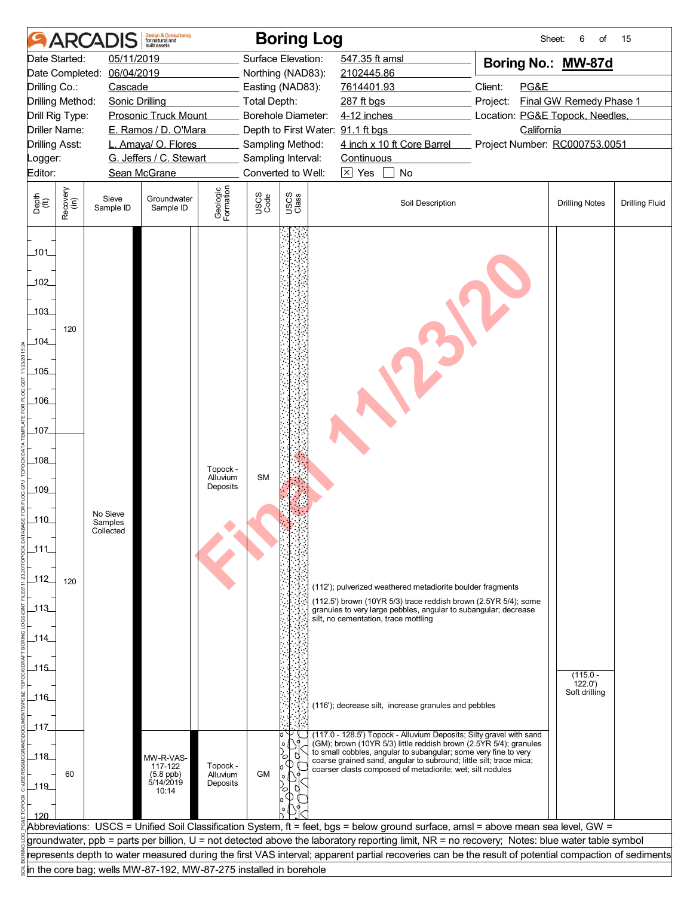# ARCADIS — Boring Log

Sheet: 6 of 15

| | | | |
|---|---|---|---|
| Date Started: | 05/11/2019 | Surface Elevation: | 547.35 ft amsl |
| Date Completed: | 06/04/2019 | Northing (NAD83): | 2102445.86 |
| Drilling Co.: | Cascade | Easting (NAD83): | 7614401.93 |
| Drilling Method: | Sonic Drilling | Total Depth: | 287 ft bgs |
| Drill Rig Type: | Prosonic Truck Mount | Borehole Diameter: | 4-12 inches |
| Driller Name: | E. Ramos / D. O'Mara | Depth to First Water: | 91.1 ft bgs |
| Drilling Asst: | L. Amaya/ O. Flores | Sampling Method: | 4 inch x 10 ft Core Barrel |
| Logger: | G. Jeffers / C. Stewart | Sampling Interval: | Continuous |
| Editor: | Sean McGrane | Converted to Well: | ☒ Yes ☐ No |

**Boring No.: MW-87d**

Client: PG&E
Project: Final GW Remedy Phase 1
Location: PG&E Topock, Needles, California
Project Number: RC000753.0051

| Depth (ft) | Recovery (in) | Sieve Sample ID | Groundwater Sample ID | Geologic Formation | USCS Code | Soil Description | Drilling Notes | Drilling Fluid |
|---|---|---|---|---|---|---|---|---|
| 100–107 | 120 | No Sieve Samples Collected | | Topock - Alluvium Deposits | SM | | | |
| 107–117 | 120 | | | | | (112'); pulverized weathered metadiorite boulder fragments<br>(112.5') brown (10YR 5/3) trace reddish brown (2.5YR 5/4); some granules to very large pebbles, angular to subangular; decrease silt, no cementation, trace mottling<br>(116'); decrease silt, increase granules and pebbles | (115.0 - 122.0') Soft drilling | |
| 117–120 | 60 | | MW-R-VAS-117-122 (5.8 ppb) 5/14/2019 10:14 | Topock - Alluvium Deposits | GM | (117.0 - 128.5') Topock - Alluvium Deposits; Silty gravel with sand (GM); brown (10YR 5/3) little reddish brown (2.5YR 5/4); granules to small cobbles, angular to subangular; some very fine to very coarse grained sand, angular to subround; little silt; trace mica; coarser clasts composed of metadiorite; wet; silt nodules | | |

Abbreviations: USCS = Unified Soil Classification System, ft = feet, bgs = below ground surface, amsl = above mean sea level, GW = groundwater, ppb = parts per billion, U = not detected above the laboratory reporting limit, NR = no recovery; Notes: blue water table symbol represents depth to water measured during the first VAS interval; apparent partial recoveries can be the result of potential compaction of sediments in the core bag; wells MW-87-192, MW-87-275 installed in borehole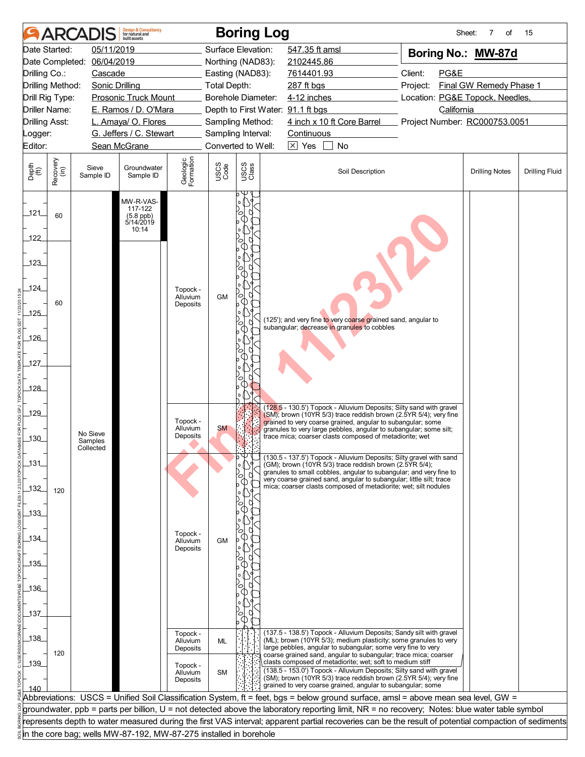# ARCADIS Boring Log

| | | | | | |
|---|---|---|---|---|---|
| Date Started: | 05/11/2019 | Surface Elevation: | 547.35 ft amsl | **Boring No.: MW-87d** | |
| Date Completed: | 06/04/2019 | Northing (NAD83): | 2102445.86 | | |
| Drilling Co.: | Cascade | Easting (NAD83): | 7614401.93 | Client: | PG&E |
| Drilling Method: | Sonic Drilling | Total Depth: | 287 ft bgs | Project: | Final GW Remedy Phase 1 |
| Drill Rig Type: | Prosonic Truck Mount | Borehole Diameter: | 4-12 inches | Location: | PG&E Topock, Needles, California |
| Driller Name: | E. Ramos / D. O'Mara | Depth to First Water: | 91.1 ft bgs | | |
| Drilling Asst: | L. Amaya/ O. Flores | Sampling Method: | 4 inch x 10 ft Core Barrel | Project Number: | RC000753.0051 |
| Logger: | G. Jeffers / C. Stewart | Sampling Interval: | Continuous | | |
| Editor: | Sean McGrane | Converted to Well: | ☒ Yes ☐ No | | |

| Depth (ft) | Recovery (in) | Sieve Sample ID | Groundwater Sample ID | Geologic Formation | USCS Code | Soil Description | Drilling Notes | Drilling Fluid |
|---|---|---|---|---|---|---|---|---|
| 121–122 | 60 | No Sieve Samples Collected | MW-R-VAS-117-122 (5.8 ppb) 5/14/2019 10:14 | Topock - Alluvium Deposits | GM | | | |
| 122–127 | 60 | | | Topock - Alluvium Deposits | GM | (125'); and very fine to very coarse grained sand, angular to subangular; decrease in granules to cobbles | | |
| 127–128.5 | 120 | | | Topock - Alluvium Deposits | GM | | | |
| 128.5–130.5 | | | | Topock - Alluvium Deposits | SM | (128.5 - 130.5') Topock - Alluvium Deposits; Silty sand with gravel (SM); brown (10YR 5/3) trace reddish brown (2.5YR 5/4); very fine grained to very coarse grained, angular to subangular; some granules to very large pebbles, angular to subangular; some silt; trace mica; coarser clasts composed of metadiorite; wet | | |
| 130.5–137.5 | | | | Topock - Alluvium Deposits | GM | (130.5 - 137.5') Topock - Alluvium Deposits; Silty gravel with sand (GM); brown (10YR 5/3) trace reddish brown (2.5YR 5/4); granules to small cobbles, angular to subangular; and very fine to very coarse grained sand, angular to subangular; little silt; trace mica; coarser clasts composed of metadiorite; wet; silt nodules | | |
| 137.5–138.5 | 120 | | | Topock - Alluvium Deposits | ML | (137.5 - 138.5') Topock - Alluvium Deposits; Sandy silt with gravel (ML); brown (10YR 5/3); medium plasticity; some granules to very large pebbles, angular to subangular; some very fine to very coarse grained sand, angular to subangular; trace mica; coarser clasts composed of metadiorite; wet; soft to medium stiff | | |
| 138.5–140 | | | | Topock - Alluvium Deposits | SM | (138.5 - 153.0') Topock - Alluvium Deposits; Silty sand with gravel (SM); brown (10YR 5/3) trace reddish brown (2.5YR 5/4); very fine grained to very coarse grained, angular to subangular; some | | |

Abbreviations: USCS = Unified Soil Classification System, ft = feet, bgs = below ground surface, amsl = above mean sea level, GW = groundwater, ppb = parts per billion, U = not detected above the laboratory reporting limit, NR = no recovery; Notes: blue water table symbol represents depth to water measured during the first VAS interval; apparent partial recoveries can be the result of potential compaction of sediments in the core bag; wells MW-87-192, MW-87-275 installed in borehole

Final 11/23/20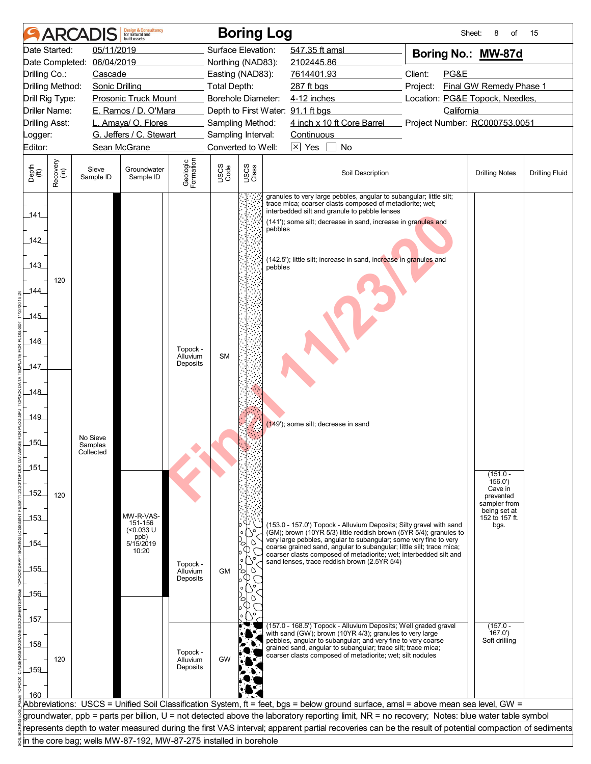# ARCADIS Boring Log

**Boring No.: MW-87d**

| | | | |
|---|---|---|---|
| Date Started: | 05/11/2019 | Surface Elevation: | 547.35 ft amsl |
| Date Completed: | 06/04/2019 | Northing (NAD83): | 2102445.86 |
| Drilling Co.: | Cascade | Easting (NAD83): | 7614401.93 |
| Drilling Method: | Sonic Drilling | Total Depth: | 287 ft bgs |
| Drill Rig Type: | Prosonic Truck Mount | Borehole Diameter: | 4-12 inches |
| Driller Name: | E. Ramos / D. O'Mara | Depth to First Water: | 91.1 ft bgs |
| Drilling Asst: | L. Amaya/ O. Flores | Sampling Method: | 4 inch x 10 ft Core Barrel |
| Logger: | G. Jeffers / C. Stewart | Sampling Interval: | Continuous |
| Editor: | Sean McGrane | Converted to Well: | ☒ Yes ☐ No |

Client: PG&E
Project: Final GW Remedy Phase 1
Location: PG&E Topock, Needles, California
Project Number: RC000753.0051

| Depth (ft) | Recovery (in) | Sieve Sample ID | Groundwater Sample ID | Geologic Formation | USCS Code | Soil Description | Drilling Notes | Drilling Fluid |
|---|---|---|---|---|---|---|---|---|
| 140–147 | 120 | No Sieve Samples Collected | | Topock - Alluvium Deposits | SM | granules to very large pebbles, angular to subangular; little silt; trace mica; coarser clasts composed of metadiorite; wet; interbedded silt and granule to pebble lenses<br>(141'); some silt; decrease in sand, increase in granules and pebbles<br>(142.5'); little silt; increase in sand, increase in granules and pebbles | | |
| 147–153 | 120 | | | | | (149'); some silt; decrease in sand | (151.0 - 156.0') Cave in prevented sampler from being set at 152 to 157 ft. bgs. | |
| 153–157 | | | MW-R-VAS-151-156 (<0.033 U ppb) 5/15/2019 10:20 | Topock - Alluvium Deposits | GM | (153.0 - 157.0') Topock - Alluvium Deposits; Silty gravel with sand (GM); brown (10YR 5/3) little reddish brown (5YR 5/4); granules to very large pebbles, angular to subangular; some very fine to very coarse grained sand, angular to subangular; little silt; trace mica; coarser clasts composed of metadiorite; wet; interbedded silt and sand lenses, trace reddish brown (2.5YR 5/4) | | |
| 157–160 | 120 | | | Topock - Alluvium Deposits | GW | (157.0 - 168.5') Topock - Alluvium Deposits; Well graded gravel with sand (GW); brown (10YR 4/3); granules to very large pebbles, angular to subangular; and very fine to very coarse grained sand, angular to subangular; trace silt; trace mica; coarser clasts composed of metadiorite; wet; silt nodules | (157.0 - 167.0') Soft drilling | |

Abbreviations: USCS = Unified Soil Classification System, ft = feet, bgs = below ground surface, amsl = above mean sea level, GW = groundwater, ppb = parts per billion, U = not detected above the laboratory reporting limit, NR = no recovery; Notes: blue water table symbol represents depth to water measured during the first VAS interval; apparent partial recoveries can be the result of potential compaction of sediments in the core bag; wells MW-87-192, MW-87-275 installed in borehole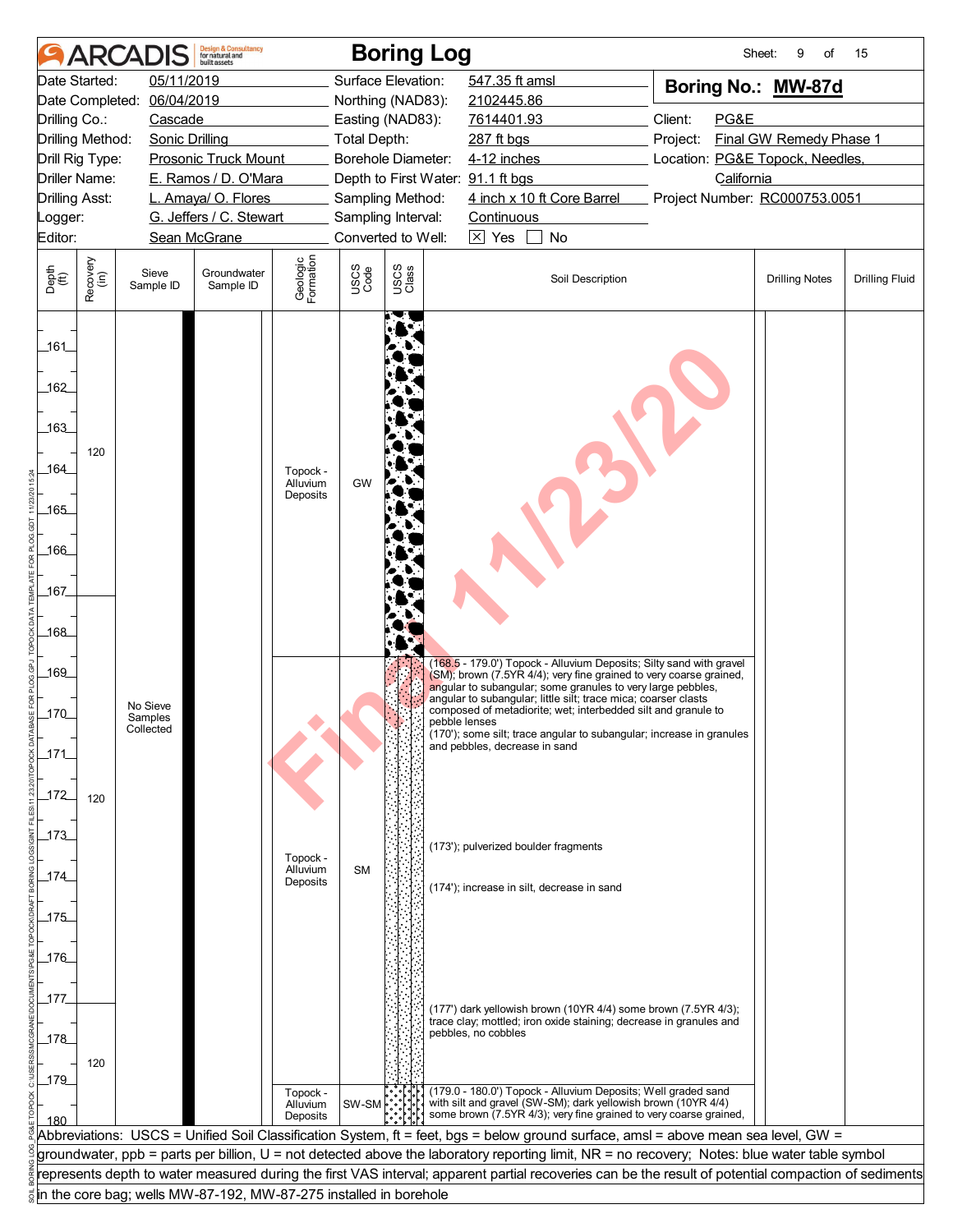# ARCADIS — Boring Log

| | | | | | |
|---|---|---|---|---|---|
| Date Started: | 05/11/2019 | Surface Elevation: | 547.35 ft amsl | **Boring No.:** | **MW-87d** |
| Date Completed: | 06/04/2019 | Northing (NAD83): | 2102445.86 | | |
| Drilling Co.: | Cascade | Easting (NAD83): | 7614401.93 | Client: | PG&E |
| Drilling Method: | Sonic Drilling | Total Depth: | 287 ft bgs | Project: | Final GW Remedy Phase 1 |
| Drill Rig Type: | Prosonic Truck Mount | Borehole Diameter: | 4-12 inches | Location: | PG&E Topock, Needles, California |
| Driller Name: | E. Ramos / D. O'Mara | Depth to First Water: | 91.1 ft bgs | | |
| Drilling Asst: | L. Amaya/ O. Flores | Sampling Method: | 4 inch x 10 ft Core Barrel | Project Number: | RC000753.0051 |
| Logger: | G. Jeffers / C. Stewart | Sampling Interval: | Continuous | | |
| Editor: | Sean McGrane | Converted to Well: | ☒ Yes ☐ No | | |

| Depth (ft) | Recovery (in) | Sieve Sample ID | Groundwater Sample ID | Geologic Formation | USCS Code | Soil Description | Drilling Notes | Drilling Fluid |
|---|---|---|---|---|---|---|---|---|
| 160–168.5 | 120 | | | Topock - Alluvium Deposits | GW | | | |
| 168.5–179.0 | 120 | No Sieve Samples Collected | | Topock - Alluvium Deposits | SM | (168.5 - 179.0') Topock - Alluvium Deposits; Silty sand with gravel (SM); brown (7.5YR 4/4); very fine grained to very coarse grained, angular to subangular; some granules to very large pebbles, angular to subangular; little silt; trace mica; coarser clasts composed of metadiorite; wet; interbedded silt and granule to pebble lenses<br>(170'); some silt; trace angular to subangular; increase in granules and pebbles, decrease in sand<br>(173'); pulverized boulder fragments<br>(174'); increase in silt, decrease in sand<br>(177') dark yellowish brown (10YR 4/4) some brown (7.5YR 4/3); trace clay; mottled; iron oxide staining; decrease in granules and pebbles, no cobbles | | |
| 179.0–180.0 | 120 | | | Topock - Alluvium Deposits | SW-SM | (179.0 - 180.0') Topock - Alluvium Deposits; Well graded sand with silt and gravel (SW-SM); dark yellowish brown (10YR 4/4) some brown (7.5YR 4/3); very fine grained to very coarse grained, | | |

Recovery intervals: 157–167 ft: 120 in; 167–177 ft: 120 in; 177–187 ft: 120 in.

Abbreviations: USCS = Unified Soil Classification System, ft = feet, bgs = below ground surface, amsl = above mean sea level, GW = groundwater, ppb = parts per billion, U = not detected above the laboratory reporting limit, NR = no recovery; Notes: blue water table symbol represents depth to water measured during the first VAS interval; apparent partial recoveries can be the result of potential compaction of sediments in the core bag; wells MW-87-192, MW-87-275 installed in borehole

Final 11/23/20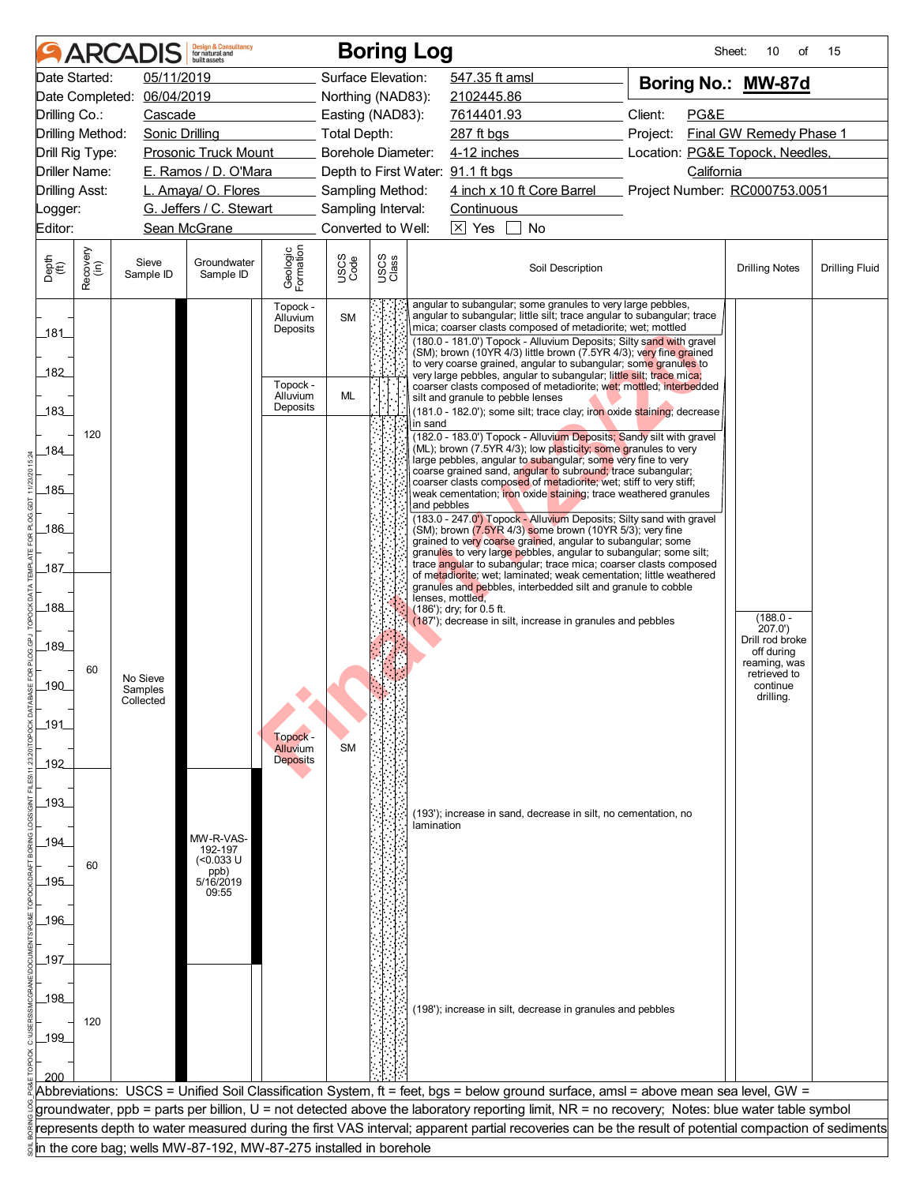# ARCADIS Boring Log

Sheet: 10 of 15

| | | | |
|---|---|---|---|
| Date Started: | 05/11/2019 | Surface Elevation: | 547.35 ft amsl |
| Date Completed: | 06/04/2019 | Northing (NAD83): | 2102445.86 |
| Drilling Co.: | Cascade | Easting (NAD83): | 7614401.93 |
| Drilling Method: | Sonic Drilling | Total Depth: | 287 ft bgs |
| Drill Rig Type: | Prosonic Truck Mount | Borehole Diameter: | 4-12 inches |
| Driller Name: | E. Ramos / D. O'Mara | Depth to First Water: | 91.1 ft bgs |
| Drilling Asst: | L. Amaya/ O. Flores | Sampling Method: | 4 inch x 10 ft Core Barrel |
| Logger: | G. Jeffers / C. Stewart | Sampling Interval: | Continuous |
| Editor: | Sean McGrane | Converted to Well: | [X] Yes [ ] No |

**Boring No.: MW-87d**

Client: PG&E
Project: Final GW Remedy Phase 1
Location: PG&E Topock, Needles, California
Project Number: RC000753.0051

| Depth (ft) | Recovery (in) | Sieve Sample ID | Groundwater Sample ID | Geologic Formation | USCS Code | Soil Description | Drilling Notes | Drilling Fluid |
|---|---|---|---|---|---|---|---|---|
| 180–181 | 120 | No Sieve Samples Collected | | Topock - Alluvium Deposits | SM | angular to subangular; some granules to very large pebbles, angular to subangular; little silt; trace angular to subangular; trace mica; coarser clasts composed of metadiorite; wet; mottled<br>(180.0 - 181.0') Topock - Alluvium Deposits; Silty sand with gravel (SM); brown (10YR 4/3) little brown (7.5YR 4/3); very fine grained to very coarse grained, angular to subangular; some granules to very large pebbles, angular to subangular; little silt; trace mica; coarser clasts composed of metadiorite; wet; mottled; interbedded silt and granule to pebble lenses<br>(181.0 - 182.0'); some silt; trace clay; iron oxide staining; decrease in sand | | |
| 182–183 | | | | Topock - Alluvium Deposits | ML | (182.0 - 183.0') Topock - Alluvium Deposits; Sandy silt with gravel (ML); brown (7.5YR 4/3); low plasticity; some granules to very large pebbles, angular to subangular; some very fine to very coarse grained sand, angular to subround; trace subangular; coarser clasts composed of metadiorite; wet; stiff to very stiff; weak cementation; iron oxide staining; trace weathered granules and pebbles | | |
| 183–200 | 60 (187–192); 60 (192–197); 120 (197–207) | | MW-R-VAS-192-197 (<0.033 U ppb) 5/16/2019 09:55 | Topock - Alluvium Deposits | SM | (183.0 - 247.0') Topock - Alluvium Deposits; Silty sand with gravel (SM); brown (7.5YR 4/3) some brown (10YR 5/3); very fine grained to very coarse grained, angular to subangular; some granules to very large pebbles, angular to subangular; some silt; trace angular to subangular; trace mica; coarser clasts composed of metadiorite; wet; laminated; weak cementation; little weathered granules and pebbles, interbedded silt and granule to cobble lenses, mottled,<br>(186'); dry; for 0.5 ft.<br>(187'); decrease in silt, increase in granules and pebbles<br>(193'); increase in sand, decrease in silt, no cementation, no lamination<br>(198'); increase in silt, decrease in granules and pebbles | (188.0 - 207.0') Drill rod broke off during reaming, was retrieved to continue drilling. | |

Abbreviations: USCS = Unified Soil Classification System, ft = feet, bgs = below ground surface, amsl = above mean sea level, GW = groundwater, ppb = parts per billion, U = not detected above the laboratory reporting limit, NR = no recovery; Notes: blue water table symbol represents depth to water measured during the first VAS interval; apparent partial recoveries can be the result of potential compaction of sediments in the core bag; wells MW-87-192, MW-87-275 installed in borehole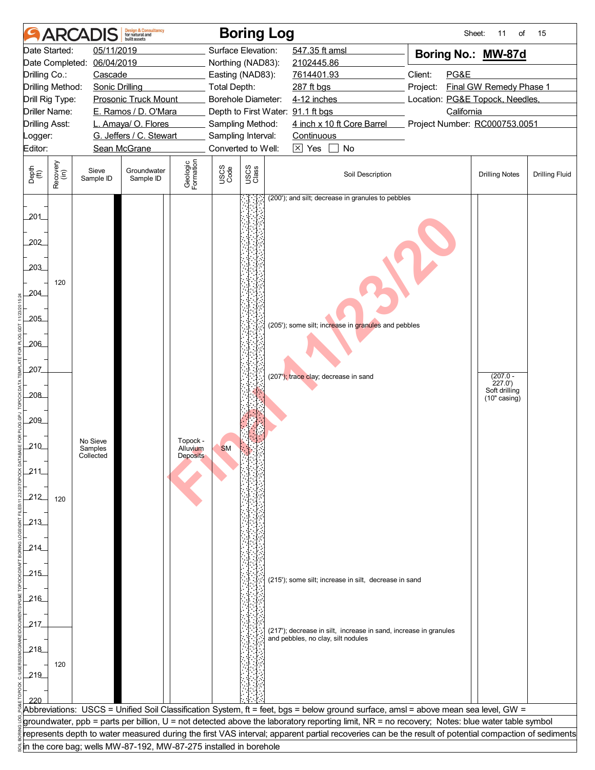# ARCADIS Boring Log

| | | | | | |
|---|---|---|---|---|---|
| Date Started: | 05/11/2019 | Surface Elevation: | 547.35 ft amsl | **Boring No.: MW-87d** | |
| Date Completed: | 06/04/2019 | Northing (NAD83): | 2102445.86 | | |
| Drilling Co.: | Cascade | Easting (NAD83): | 7614401.93 | Client: | PG&E |
| Drilling Method: | Sonic Drilling | Total Depth: | 287 ft bgs | Project: | Final GW Remedy Phase 1 |
| Drill Rig Type: | Prosonic Truck Mount | Borehole Diameter: | 4-12 inches | Location: | PG&E Topock, Needles, California |
| Driller Name: | E. Ramos / D. O'Mara | Depth to First Water: | 91.1 ft bgs | | |
| Drilling Asst: | L. Amaya/ O. Flores | Sampling Method: | 4 inch x 10 ft Core Barrel | Project Number: | RC000753.0051 |
| Logger: | G. Jeffers / C. Stewart | Sampling Interval: | Continuous | | |
| Editor: | Sean McGrane | Converted to Well: | ☒ Yes ☐ No | | |

| Depth (ft) | Recovery (in) | Sieve Sample ID | Groundwater Sample ID | Geologic Formation | USCS Code | Soil Description | Drilling Notes | Drilling Fluid |
|---|---|---|---|---|---|---|---|---|
| 200 | | | | | | (200'); and silt; decrease in granules to pebbles | | |
| 200-207 | 120 | | | | | | | |
| 205 | | | | | | (205'); some silt; increase in granules and pebbles | | |
| 207 | | | | | | (207'); trace clay; decrease in sand | (207.0 - 227.0') Soft drilling (10" casing) | |
| 207-217 | 120 | No Sieve Samples Collected | | Topock - Alluvium Deposits | SM | | | |
| 215 | | | | | | (215'); some silt; increase in silt, decrease in sand | | |
| 217 | | | | | | (217'); decrease in silt, increase in sand, increase in granules and pebbles, no clay, silt nodules | | |
| 217-220 | 120 | | | | | | | |

Abbreviations: USCS = Unified Soil Classification System, ft = feet, bgs = below ground surface, amsl = above mean sea level, GW = groundwater, ppb = parts per billion, U = not detected above the laboratory reporting limit, NR = no recovery; Notes: blue water table symbol represents depth to water measured during the first VAS interval; apparent partial recoveries can be the result of potential compaction of sediments in the core bag; wells MW-87-192, MW-87-275 installed in borehole

Final 11/23/20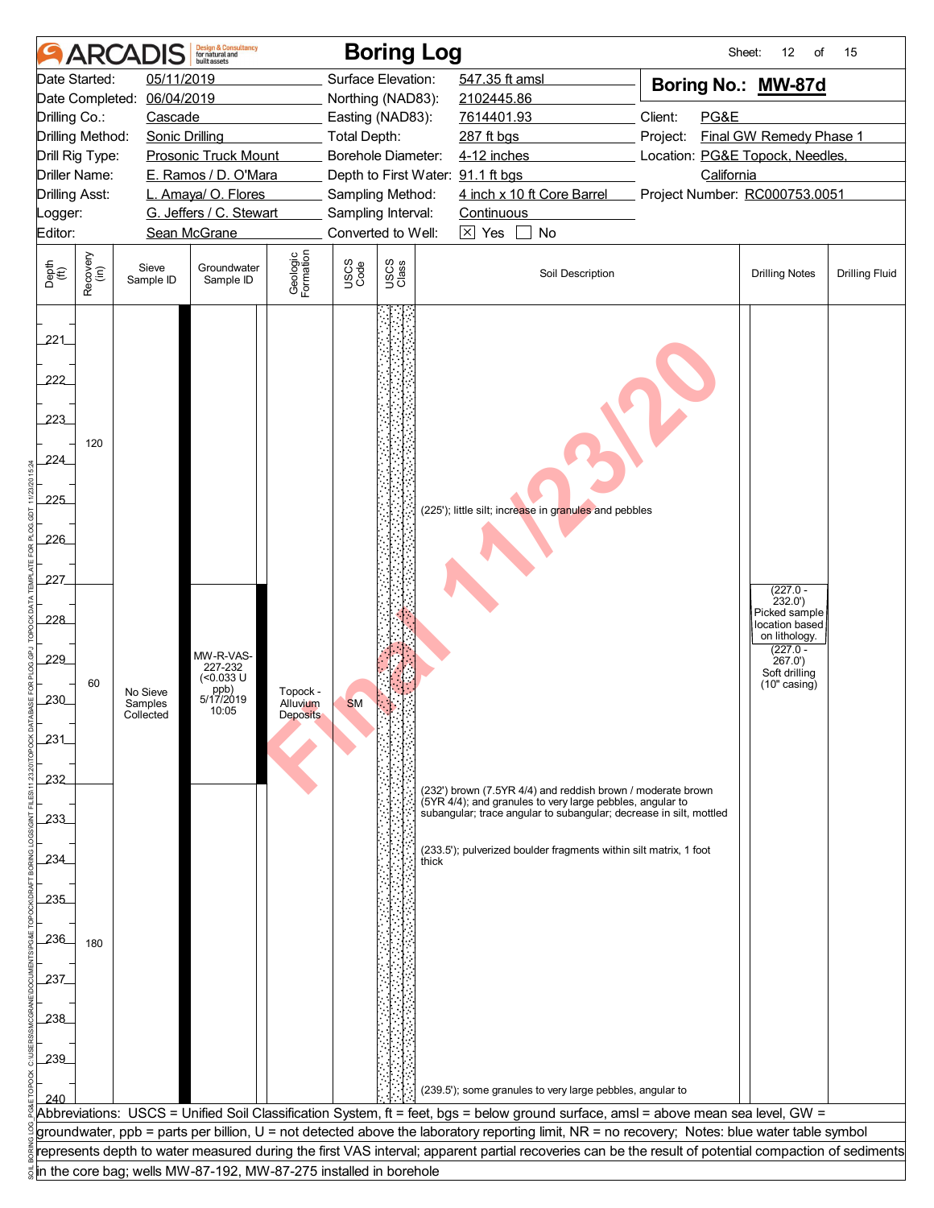# Boring Log

Sheet: 12 of 15

| | | | |
|---|---|---|---|
| Date Started: | 05/11/2019 | Surface Elevation: | 547.35 ft amsl |
| Date Completed: | 06/04/2019 | Northing (NAD83): | 2102445.86 |
| Drilling Co.: | Cascade | Easting (NAD83): | 7614401.93 |
| Drilling Method: | Sonic Drilling | Total Depth: | 287 ft bgs |
| Drill Rig Type: | Prosonic Truck Mount | Borehole Diameter: | 4-12 inches |
| Driller Name: | E. Ramos / D. O'Mara | Depth to First Water: | 91.1 ft bgs |
| Drilling Asst: | L. Amaya/ O. Flores | Sampling Method: | 4 inch x 10 ft Core Barrel |
| Logger: | G. Jeffers / C. Stewart | Sampling Interval: | Continuous |
| Editor: | Sean McGrane | Converted to Well: | ☒ Yes ☐ No |

**Boring No.: MW-87d**

Client: PG&E
Project: Final GW Remedy Phase 1
Location: PG&E Topock, Needles, California
Project Number: RC000753.0051

| Depth (ft) | Recovery (in) | Sieve Sample ID | Groundwater Sample ID | Geologic Formation | USCS Code | USCS Class | Soil Description | Drilling Notes | Drilling Fluid |
|---|---|---|---|---|---|---|---|---|---|
| 221–227 | 120 | | | | | | (225'); little silt; increase in granules and pebbles | | |
| 227–232 | 60 | No Sieve Samples Collected | MW-R-VAS-227-232 (<0.033 U ppb) 5/17/2019 10:05 | Topock - Alluvium Deposits | SM | | | (227.0 - 232.0') Picked sample location based on lithology. (227.0 - 267.0') Soft drilling (10" casing) | |
| 232–240 | 180 | | | | | | (232') brown (7.5YR 4/4) and reddish brown / moderate brown (5YR 4/4); and granules to very large pebbles, angular to subangular; trace angular to subangular; decrease in silt, mottled<br>(233.5'); pulverized boulder fragments within silt matrix, 1 foot thick<br>(239.5'); some granules to very large pebbles, angular to | | |

Abbreviations: USCS = Unified Soil Classification System, ft = feet, bgs = below ground surface, amsl = above mean sea level, GW = groundwater, ppb = parts per billion, U = not detected above the laboratory reporting limit, NR = no recovery; Notes: blue water table symbol represents depth to water measured during the first VAS interval; apparent partial recoveries can be the result of potential compaction of sediments in the core bag; wells MW-87-192, MW-87-275 installed in borehole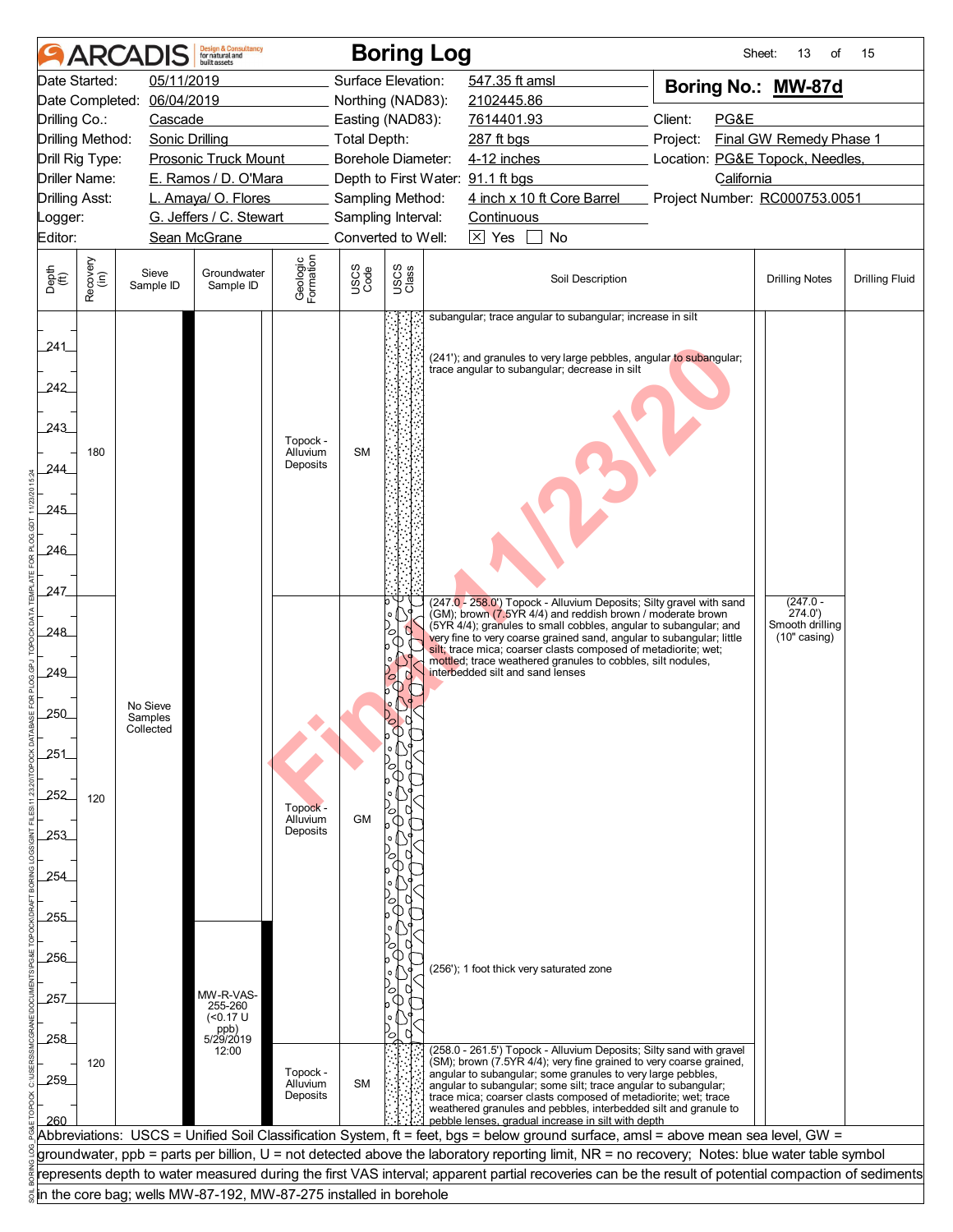# ARCADIS Boring Log

| | | | | | |
|---|---|---|---|---|---|
| Date Started: | 05/11/2019 | Surface Elevation: | 547.35 ft amsl | **Boring No.: MW-87d** | |
| Date Completed: | 06/04/2019 | Northing (NAD83): | 2102445.86 | | |
| Drilling Co.: | Cascade | Easting (NAD83): | 7614401.93 | Client: | PG&E |
| Drilling Method: | Sonic Drilling | Total Depth: | 287 ft bgs | Project: | Final GW Remedy Phase 1 |
| Drill Rig Type: | Prosonic Truck Mount | Borehole Diameter: | 4-12 inches | Location: | PG&E Topock, Needles, California |
| Driller Name: | E. Ramos / D. O'Mara | Depth to First Water: | 91.1 ft bgs | | |
| Drilling Asst: | L. Amaya/ O. Flores | Sampling Method: | 4 inch x 10 ft Core Barrel | Project Number: | RC000753.0051 |
| Logger: | G. Jeffers / C. Stewart | Sampling Interval: | Continuous | | |
| Editor: | Sean McGrane | Converted to Well: | ☒ Yes ☐ No | | |

| Depth (ft) | Recovery (in) | Sieve Sample ID | Groundwater Sample ID | Geologic Formation | USCS Code | Soil Description | Drilling Notes | Drilling Fluid |
|---|---|---|---|---|---|---|---|---|
| 240–247 | 180 | No Sieve Samples Collected | | Topock - Alluvium Deposits | SM | subangular; trace angular to subangular; increase in silt<br>(241'); and granules to very large pebbles, angular to subangular; trace angular to subangular; decrease in silt | | |
| 247–258 | 120 | | MW-R-VAS-255-260 (<0.17 U ppb) 5/29/2019 12:00 | Topock - Alluvium Deposits | GM | (247.0 - 258.0') Topock - Alluvium Deposits; Silty gravel with sand (GM); brown (7.5YR 4/4) and reddish brown / moderate brown (5YR 4/4); granules to small cobbles, angular to subangular; and very fine to very coarse grained sand, angular to subangular; little silt; trace mica; coarser clasts composed of metadiorite; wet; mottled; trace weathered granules to cobbles, silt nodules, interbedded silt and sand lenses<br>(256'); 1 foot thick very saturated zone | (247.0 - 274.0') Smooth drilling (10" casing) | |
| 258–260 | 120 | | | Topock - Alluvium Deposits | SM | (258.0 - 261.5') Topock - Alluvium Deposits; Silty sand with gravel (SM); brown (7.5YR 4/4); very fine grained to very coarse grained, angular to subangular; some granules to very large pebbles, angular to subangular; some silt; trace angular to subangular; trace mica; coarser clasts composed of metadiorite; wet; trace weathered granules and pebbles, interbedded silt and granule to pebble lenses, gradual increase in silt with depth | | |

Abbreviations: USCS = Unified Soil Classification System, ft = feet, bgs = below ground surface, amsl = above mean sea level, GW = groundwater, ppb = parts per billion, U = not detected above the laboratory reporting limit, NR = no recovery; Notes: blue water table symbol represents depth to water measured during the first VAS interval; apparent partial recoveries can be the result of potential compaction of sediments in the core bag; wells MW-87-192, MW-87-275 installed in borehole

Final 11/23/20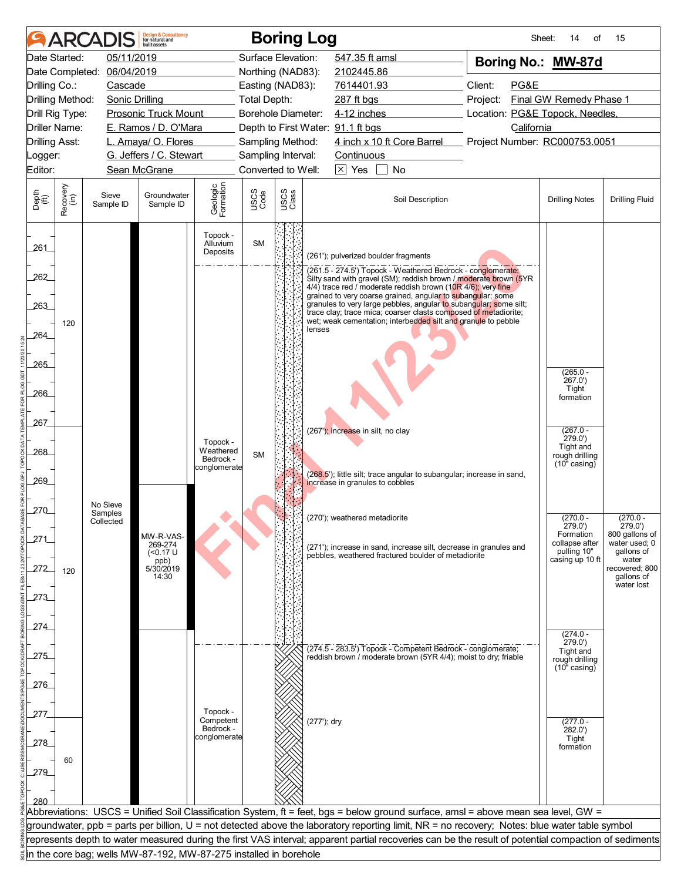# ARCADIS — Boring Log

Sheet: 14 of 15

| | | | |
|---|---|---|---|
| Date Started: | 05/11/2019 | Surface Elevation: | 547.35 ft amsl |
| Date Completed: | 06/04/2019 | Northing (NAD83): | 2102445.86 |
| Drilling Co.: | Cascade | Easting (NAD83): | 7614401.93 |
| Drilling Method: | Sonic Drilling | Total Depth: | 287 ft bgs |
| Drill Rig Type: | Prosonic Truck Mount | Borehole Diameter: | 4-12 inches |
| Driller Name: | E. Ramos / D. O'Mara | Depth to First Water: | 91.1 ft bgs |
| Drilling Asst: | L. Amaya/ O. Flores | Sampling Method: | 4 inch x 10 ft Core Barrel |
| Logger: | G. Jeffers / C. Stewart | Sampling Interval: | Continuous |
| Editor: | Sean McGrane | Converted to Well: | [X] Yes [ ] No |

**Boring No.: MW-87d**

Client: PG&E
Project: Final GW Remedy Phase 1
Location: PG&E Topock, Needles, California
Project Number: RC000753.0051

| Depth (ft) | Recovery (in) | Sieve Sample ID | Groundwater Sample ID | Geologic Formation | USCS Code | Soil Description | Drilling Notes | Drilling Fluid |
|---|---|---|---|---|---|---|---|---|
| 261 | 120 | No Sieve Samples Collected | | Topock - Alluvium Deposits | SM | (261'); pulverized boulder fragments | | |
| 261.5 - 274.5 | | | | Topock - Weathered Bedrock - conglomerate | SM | (261.5 - 274.5') Topock - Weathered Bedrock - conglomerate; Silty sand with gravel (SM); reddish brown / moderate brown (5YR 4/4) trace red / moderate reddish brown (10R 4/6); very fine grained to very coarse grained, angular to subangular; some granules to very large pebbles, angular to subangular; some silt; trace clay; trace mica; coarser clasts composed of metadiorite; wet; weak cementation; interbedded silt and granule to pebble lenses | (265.0 - 267.0') Tight formation | |
| 267 | 120 | | | | | (267'); increase in silt, no clay | (267.0 - 279.0') Tight and rough drilling (10" casing) | |
| 268.5 | | | | | | (268.5'); little silt; trace angular to subangular; increase in sand, increase in granules to cobbles | | |
| 270 | | | MW-R-VAS-269-274 (<0.17 U ppb) 5/30/2019 14:30 | | | (270'); weathered metadiorite | (270.0 - 279.0') Formation collapse after pulling 10" casing up 10 ft | (270.0 - 279.0') 800 gallons of water used; 0 gallons of water recovered; 800 gallons of water lost |
| 271 | | | | | | (271'); increase in sand, increase silt, decrease in granules and pebbles, weathered fractured boulder of metadiorite | | |
| 274 | | | | | | | (274.0 - 279.0') Tight and rough drilling (10" casing) | |
| 274.5 - 283.5 | | | | Topock - Competent Bedrock - conglomerate | | (274.5 - 283.5') Topock - Competent Bedrock - conglomerate; reddish brown / moderate brown (5YR 4/4); moist to dry; friable | | |
| 277 | 60 | | | | | (277'); dry | (277.0 - 282.0') Tight formation | |

Abbreviations: USCS = Unified Soil Classification System, ft = feet, bgs = below ground surface, amsl = above mean sea level, GW = groundwater, ppb = parts per billion, U = not detected above the laboratory reporting limit, NR = no recovery; Notes: blue water table symbol represents depth to water measured during the first VAS interval; apparent partial recoveries can be the result of potential compaction of sediments in the core bag; wells MW-87-192, MW-87-275 installed in borehole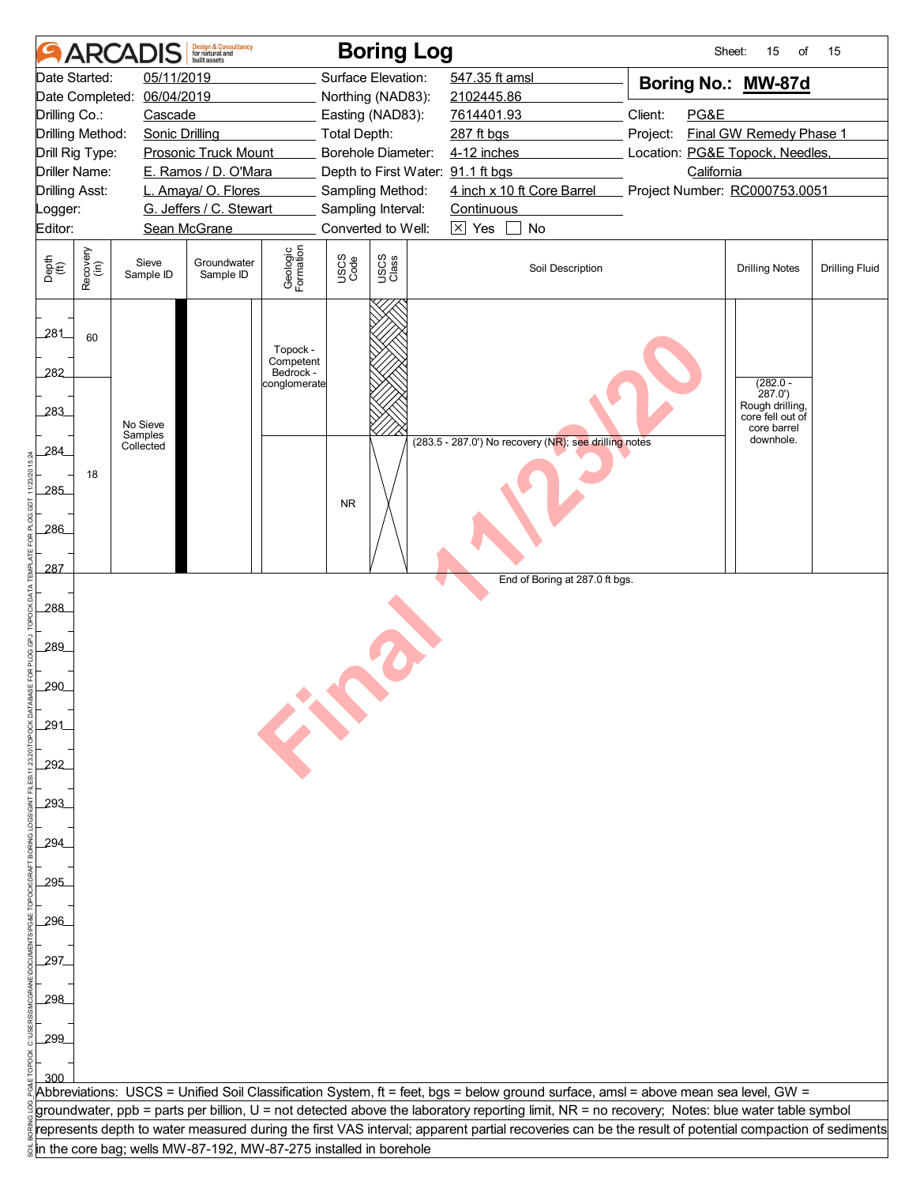# Boring Log

| | | | |
|---|---|---|---|
| Date Started: | 05/11/2019 | Surface Elevation: | 547.35 ft amsl |
| Date Completed: | 06/04/2019 | Northing (NAD83): | 2102445.86 |
| Drilling Co.: | Cascade | Easting (NAD83): | 7614401.93 |
| Drilling Method: | Sonic Drilling | Total Depth: | 287 ft bgs |
| Drill Rig Type: | Prosonic Truck Mount | Borehole Diameter: | 4-12 inches |
| Driller Name: | E. Ramos / D. O'Mara | Depth to First Water: | 91.1 ft bgs |
| Drilling Asst: | L. Amaya/ O. Flores | Sampling Method: | 4 inch x 10 ft Core Barrel |
| Logger: | G. Jeffers / C. Stewart | Sampling Interval: | Continuous |
| Editor: | Sean McGrane | Converted to Well: | [X] Yes [ ] No |

**Boring No.: MW-87d**

Client: PG&E
Project: Final GW Remedy Phase 1
Location: PG&E Topock, Needles, California
Project Number: RC000753.0051

| Depth (ft) | Recovery (in) | Sieve Sample ID | Groundwater Sample ID | Geologic Formation | USCS Code | USCS Class | Soil Description | Drilling Notes | Drilling Fluid |
|---|---|---|---|---|---|---|---|---|---|
| 281–283.5 | 60 | No Sieve Samples Collected | | Topock - Competent Bedrock - conglomerate | | | | (282.0 - 287.0') Rough drilling, core fell out of core barrel downhole. | |
| 283.5–287 | 18 | | | | NR | | (283.5 - 287.0') No recovery (NR); see drilling notes | | |

End of Boring at 287.0 ft bgs.

Final 11/23/20

Abbreviations: USCS = Unified Soil Classification System, ft = feet, bgs = below ground surface, amsl = above mean sea level, GW = groundwater, ppb = parts per billion, U = not detected above the laboratory reporting limit, NR = no recovery; Notes: blue water table symbol represents depth to water measured during the first VAS interval; apparent partial recoveries can be the result of potential compaction of sediments in the core bag; wells MW-87-192, MW-87-275 installed in borehole